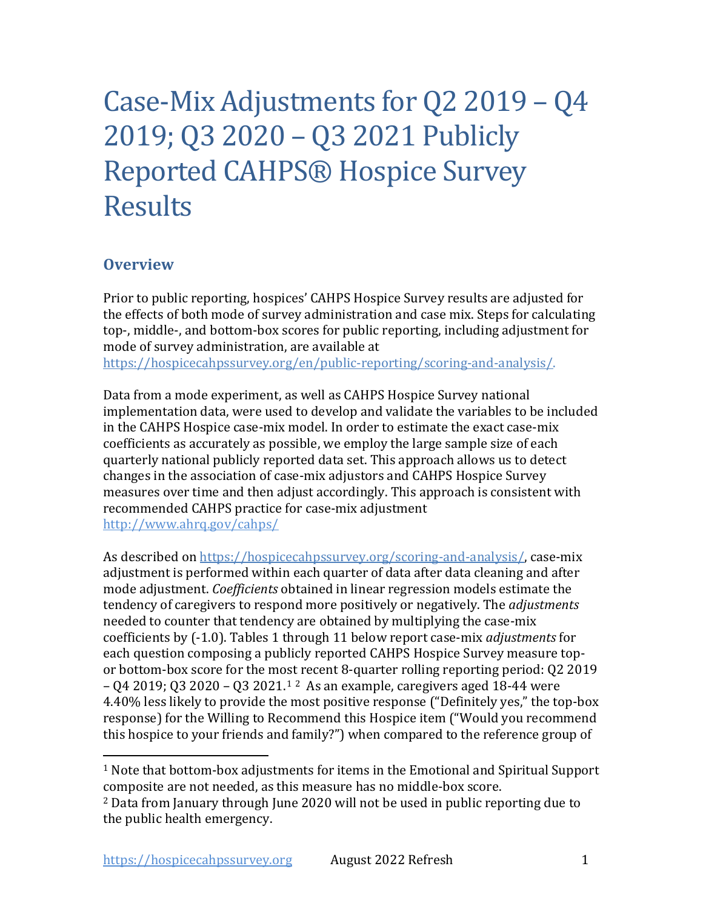# Case-Mix Adjustments for Q2 2019 – Q4 2019; Q3 2020 – Q3 2021 Publicly Reported CAHPS® Hospice Survey Results

## Overview

Prior to public reporting, hospices' CAHPS Hospice Survey results are adjusted for the effects of both mode of survey administration and case mix. Steps for calculating top-, middle-, and bottom-box scores for public reporting, including adjustment for mode of survey administration, are available at https://hospicecahpssurvey.org/en/public-reporting/scoring-and-analysis/.

Data from a mode experiment, as well as CAHPS Hospice Survey national implementation data, were used to develop and validate the variables to be included in the CAHPS Hospice case-mix model. In order to estimate the exact case-mix coefficients as accurately as possible, we employ the large sample size of each quarterly national publicly reported data set. This approach allows us to detect changes in the association of case-mix adjustors and CAHPS Hospice Survey measures over time and then adjust accordingly. This approach is consistent with recommended CAHPS practice for case-mix adjustment http://www.ahrq.gov/cahps/

As described on https://hospicecahpssurvey.org/scoring-and-analysis/, case-mix adjustment is performed within each quarter of data after data cleaning and after mode adjustment. *Coefficients* obtained in linear regression models estimate the tendency of caregivers to respond more positively or negatively. The *adjustments* needed to counter that tendency are obtained by multiplying the case-mix coefficients by (-1.0). Tables 1 through 11 below report case-mix *adjustments* for each question composing a publicly reported CAHPS Hospice Survey measure top- or bottom-box score for the most recent 8-quarter rolling reporting period: Q2 2019 – Q4 2019; Q3 2020 – Q3 2021.[1] [2] As an example, caregivers aged 18-44 were 4.40% less likely to provide the most positive response ("Definitely yes," the top-box response) for the Willing to Recommend this Hospice item ("Would you recommend this hospice to your friends and family?") when compared to the reference group of

[1] Note that bottom-box adjustments for items in the Emotional and Spiritual Support composite are not needed, as this measure has no middle-box score.

[2] Data from January through June 2020 will not be used in public reporting due to the public health emergency.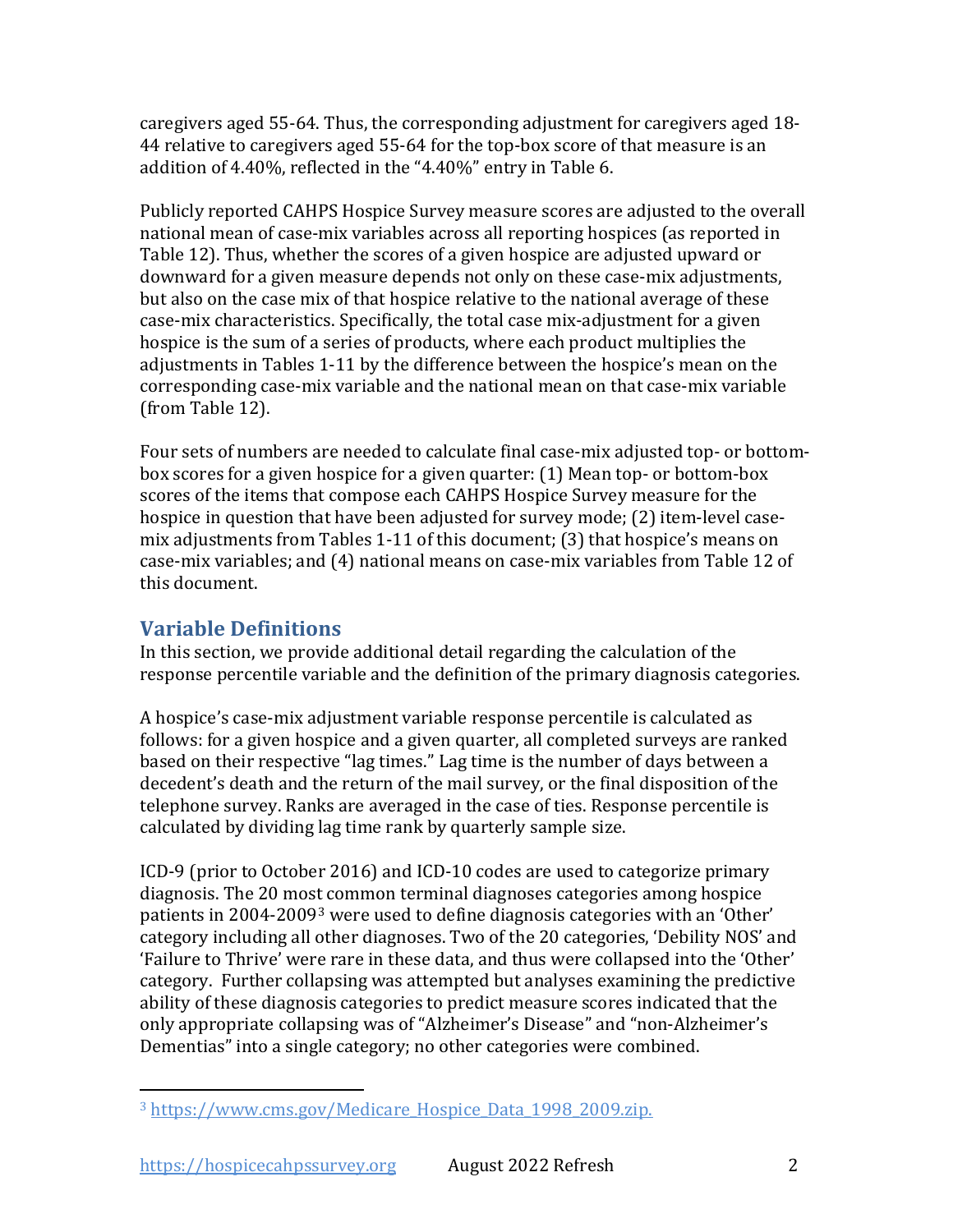caregivers aged 55-64. Thus, the corresponding adjustment for caregivers aged 18-44 relative to caregivers aged 55-64 for the top-box score of that measure is an addition of 4.40%, reflected in the “4.40%” entry in Table 6.

Publicly reported CAHPS Hospice Survey measure scores are adjusted to the overall national mean of case-mix variables across all reporting hospices (as reported in Table 12). Thus, whether the scores of a given hospice are adjusted upward or downward for a given measure depends not only on these case-mix adjustments, but also on the case mix of that hospice relative to the national average of these case-mix characteristics. Specifically, the total case mix-adjustment for a given hospice is the sum of a series of products, where each product multiplies the adjustments in Tables 1-11 by the difference between the hospice’s mean on the corresponding case-mix variable and the national mean on that case-mix variable (from Table 12).

Four sets of numbers are needed to calculate final case-mix adjusted top- or bottom-box scores for a given hospice for a given quarter: (1) Mean top- or bottom-box scores of the items that compose each CAHPS Hospice Survey measure for the hospice in question that have been adjusted for survey mode; (2) item-level case-mix adjustments from Tables 1-11 of this document; (3) that hospice’s means on case-mix variables; and (4) national means on case-mix variables from Table 12 of this document.

## Variable Definitions

In this section, we provide additional detail regarding the calculation of the response percentile variable and the definition of the primary diagnosis categories.

A hospice’s case-mix adjustment variable response percentile is calculated as follows: for a given hospice and a given quarter, all completed surveys are ranked based on their respective “lag times.” Lag time is the number of days between a decedent’s death and the return of the mail survey, or the final disposition of the telephone survey. Ranks are averaged in the case of ties. Response percentile is calculated by dividing lag time rank by quarterly sample size.

ICD-9 (prior to October 2016) and ICD-10 codes are used to categorize primary diagnosis. The 20 most common terminal diagnoses categories among hospice patients in 2004-2009[3] were used to define diagnosis categories with an ‘Other’ category including all other diagnoses. Two of the 20 categories, ‘Debility NOS’ and ‘Failure to Thrive’ were rare in these data, and thus were collapsed into the ‘Other’ category. Further collapsing was attempted but analyses examining the predictive ability of these diagnosis categories to predict measure scores indicated that the only appropriate collapsing was of “Alzheimer’s Disease” and “non-Alzheimer’s Dementias” into a single category; no other categories were combined.

[3] https://www.cms.gov/Medicare_Hospice_Data_1998_2009.zip.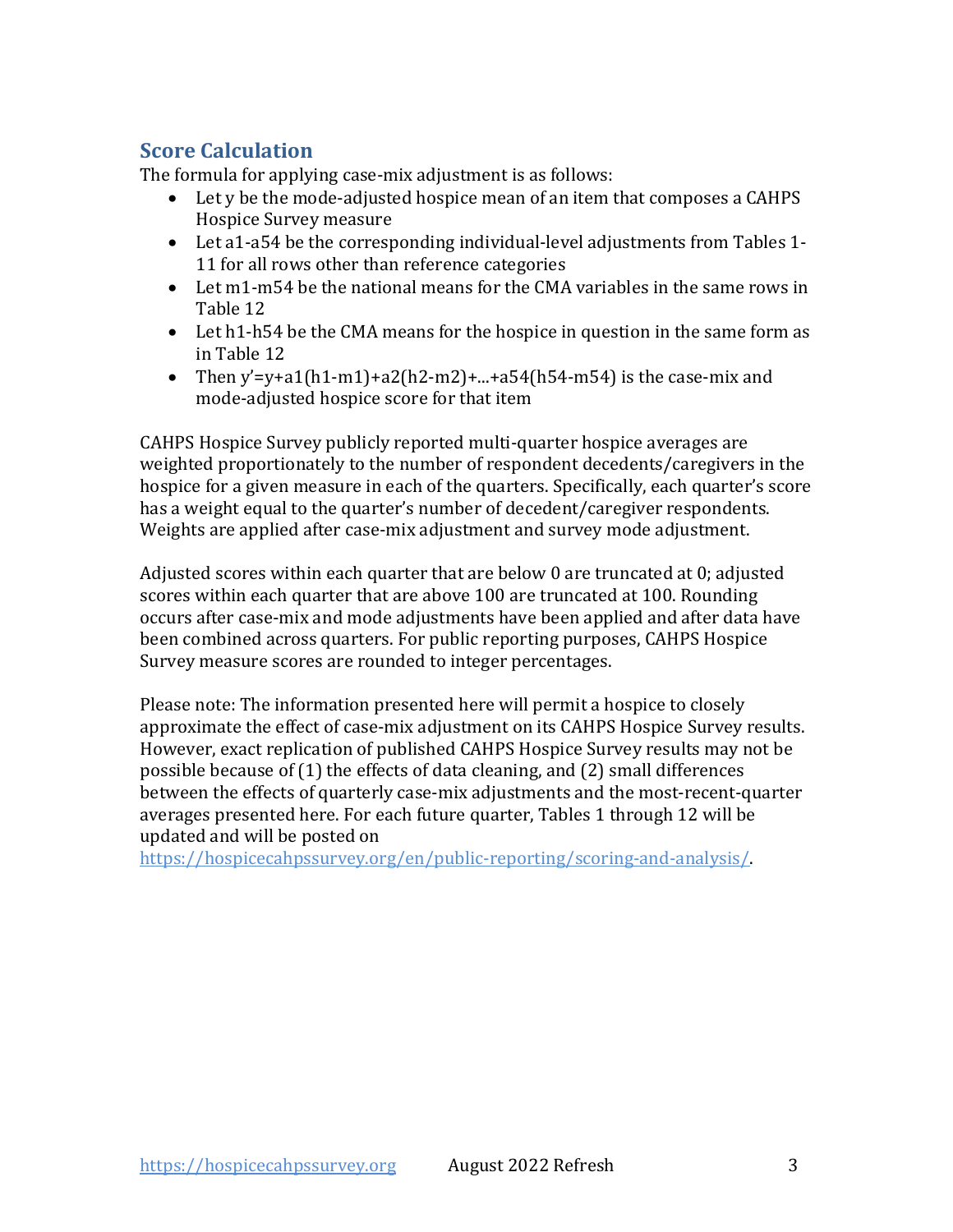## Score Calculation

The formula for applying case-mix adjustment is as follows:

- Let y be the mode-adjusted hospice mean of an item that composes a CAHPS Hospice Survey measure
- Let a1-a54 be the corresponding individual-level adjustments from Tables 1-11 for all rows other than reference categories
- Let m1-m54 be the national means for the CMA variables in the same rows in Table 12
- Let h1-h54 be the CMA means for the hospice in question in the same form as in Table 12
- Then $y' = y + a1(h1-m1) + a2(h2-m2) + ... + a54(h54-m54)$ is the case-mix and mode-adjusted hospice score for that item

CAHPS Hospice Survey publicly reported multi-quarter hospice averages are weighted proportionately to the number of respondent decedents/caregivers in the hospice for a given measure in each of the quarters. Specifically, each quarter's score has a weight equal to the quarter's number of decedent/caregiver respondents. Weights are applied after case-mix adjustment and survey mode adjustment.

Adjusted scores within each quarter that are below 0 are truncated at 0; adjusted scores within each quarter that are above 100 are truncated at 100. Rounding occurs after case-mix and mode adjustments have been applied and after data have been combined across quarters. For public reporting purposes, CAHPS Hospice Survey measure scores are rounded to integer percentages.

Please note: The information presented here will permit a hospice to closely approximate the effect of case-mix adjustment on its CAHPS Hospice Survey results. However, exact replication of published CAHPS Hospice Survey results may not be possible because of (1) the effects of data cleaning, and (2) small differences between the effects of quarterly case-mix adjustments and the most-recent-quarter averages presented here. For each future quarter, Tables 1 through 12 will be updated and will be posted on https://hospicecahpssurvey.org/en/public-reporting/scoring-and-analysis/.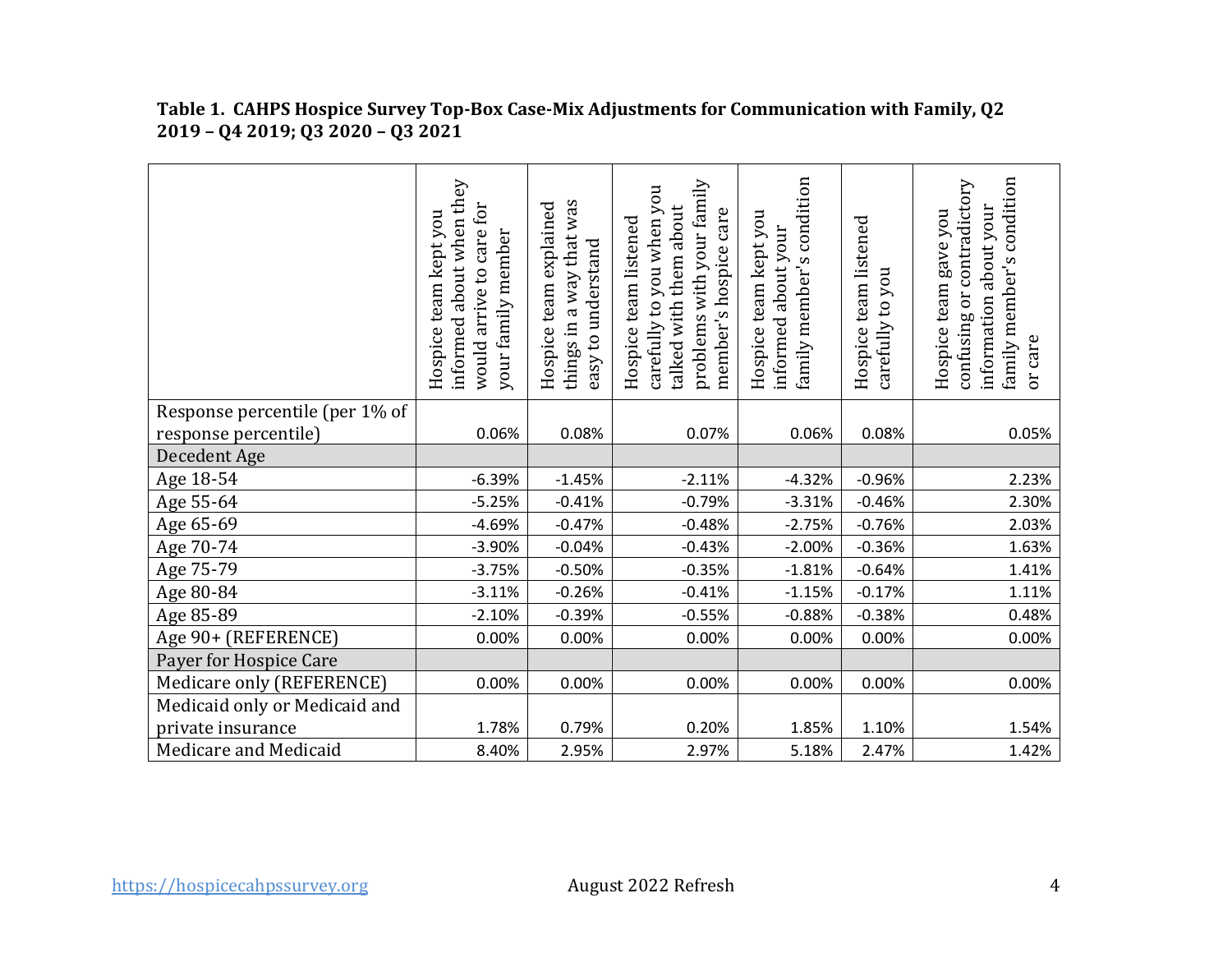**Table 1. CAHPS Hospice Survey Top-Box Case-Mix Adjustments for Communication with Family, Q2 2019 – Q4 2019; Q3 2020 – Q3 2021**

| | Hospice team kept you informed about when they would arrive to care for your family member | Hospice team explained things in a way that was easy to understand | Hospice team listened carefully to you when you talked with them about problems with your family member's hospice care | Hospice team kept you informed about your family member's condition | Hospice team listened carefully to you | Hospice team gave you confusing or contradictory information about your family member's condition or care |
|---|---|---|---|---|---|---|
| Response percentile (per 1% of response percentile) | 0.06% | 0.08% | 0.07% | 0.06% | 0.08% | 0.05% |
| Decedent Age | | | | | | |
| Age 18-54 | -6.39% | -1.45% | -2.11% | -4.32% | -0.96% | 2.23% |
| Age 55-64 | -5.25% | -0.41% | -0.79% | -3.31% | -0.46% | 2.30% |
| Age 65-69 | -4.69% | -0.47% | -0.48% | -2.75% | -0.76% | 2.03% |
| Age 70-74 | -3.90% | -0.04% | -0.43% | -2.00% | -0.36% | 1.63% |
| Age 75-79 | -3.75% | -0.50% | -0.35% | -1.81% | -0.64% | 1.41% |
| Age 80-84 | -3.11% | -0.26% | -0.41% | -1.15% | -0.17% | 1.11% |
| Age 85-89 | -2.10% | -0.39% | -0.55% | -0.88% | -0.38% | 0.48% |
| Age 90+ (REFERENCE) | 0.00% | 0.00% | 0.00% | 0.00% | 0.00% | 0.00% |
| Payer for Hospice Care | | | | | | |
| Medicare only (REFERENCE) | 0.00% | 0.00% | 0.00% | 0.00% | 0.00% | 0.00% |
| Medicaid only or Medicaid and private insurance | 1.78% | 0.79% | 0.20% | 1.85% | 1.10% | 1.54% |
| Medicare and Medicaid | 8.40% | 2.95% | 2.97% | 5.18% | 2.47% | 1.42% |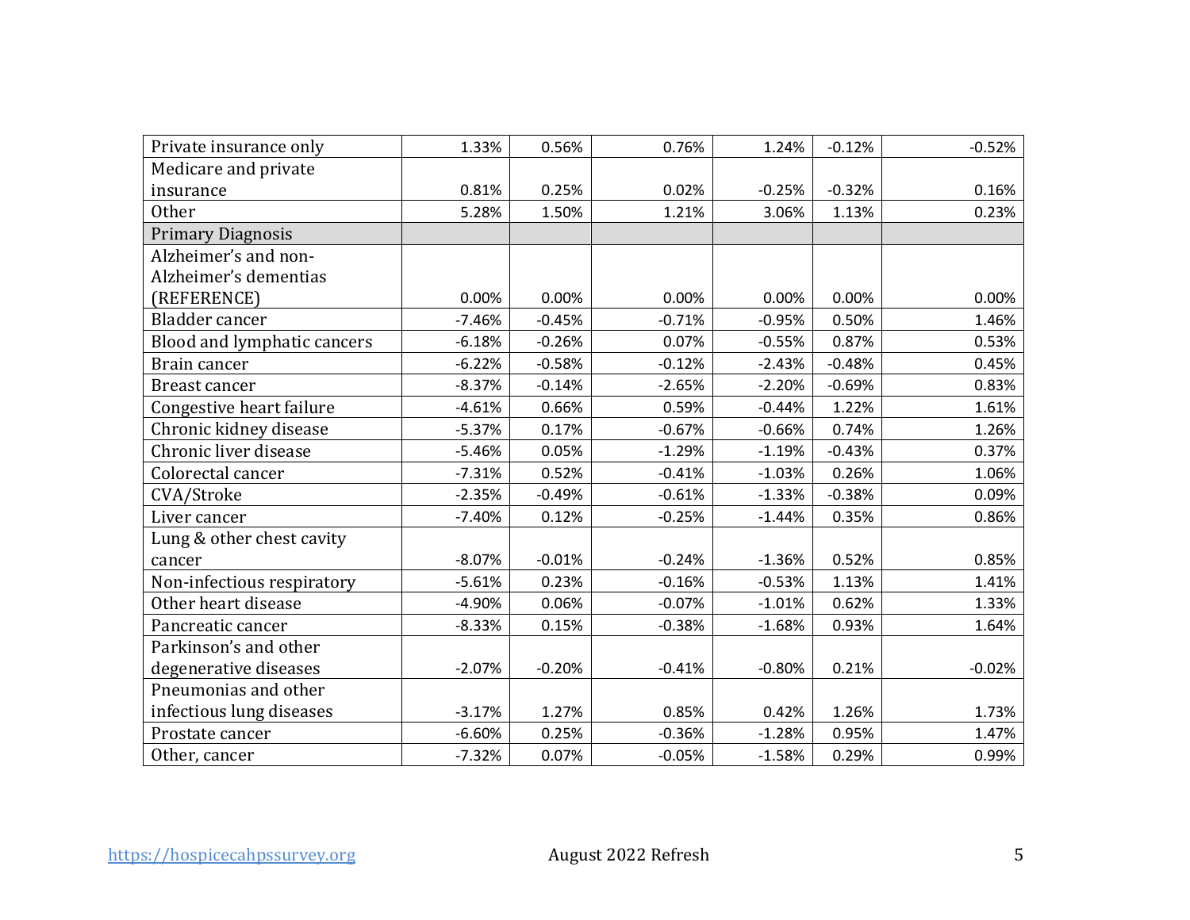| | | | | | | |
|---|---|---|---|---|---|---|
| Private insurance only | 1.33% | 0.56% | 0.76% | 1.24% | -0.12% | -0.52% |
| Medicare and private insurance | 0.81% | 0.25% | 0.02% | -0.25% | -0.32% | 0.16% |
| Other | 5.28% | 1.50% | 1.21% | 3.06% | 1.13% | 0.23% |
| Primary Diagnosis | | | | | | |
| Alzheimer's and non-Alzheimer's dementias (REFERENCE) | 0.00% | 0.00% | 0.00% | 0.00% | 0.00% | 0.00% |
| Bladder cancer | -7.46% | -0.45% | -0.71% | -0.95% | 0.50% | 1.46% |
| Blood and lymphatic cancers | -6.18% | -0.26% | 0.07% | -0.55% | 0.87% | 0.53% |
| Brain cancer | -6.22% | -0.58% | -0.12% | -2.43% | -0.48% | 0.45% |
| Breast cancer | -8.37% | -0.14% | -2.65% | -2.20% | -0.69% | 0.83% |
| Congestive heart failure | -4.61% | 0.66% | 0.59% | -0.44% | 1.22% | 1.61% |
| Chronic kidney disease | -5.37% | 0.17% | -0.67% | -0.66% | 0.74% | 1.26% |
| Chronic liver disease | -5.46% | 0.05% | -1.29% | -1.19% | -0.43% | 0.37% |
| Colorectal cancer | -7.31% | 0.52% | -0.41% | -1.03% | 0.26% | 1.06% |
| CVA/Stroke | -2.35% | -0.49% | -0.61% | -1.33% | -0.38% | 0.09% |
| Liver cancer | -7.40% | 0.12% | -0.25% | -1.44% | 0.35% | 0.86% |
| Lung & other chest cavity cancer | -8.07% | -0.01% | -0.24% | -1.36% | 0.52% | 0.85% |
| Non-infectious respiratory | -5.61% | 0.23% | -0.16% | -0.53% | 1.13% | 1.41% |
| Other heart disease | -4.90% | 0.06% | -0.07% | -1.01% | 0.62% | 1.33% |
| Pancreatic cancer | -8.33% | 0.15% | -0.38% | -1.68% | 0.93% | 1.64% |
| Parkinson's and other degenerative diseases | -2.07% | -0.20% | -0.41% | -0.80% | 0.21% | -0.02% |
| Pneumonias and other infectious lung diseases | -3.17% | 1.27% | 0.85% | 0.42% | 1.26% | 1.73% |
| Prostate cancer | -6.60% | 0.25% | -0.36% | -1.28% | 0.95% | 1.47% |
| Other, cancer | -7.32% | 0.07% | -0.05% | -1.58% | 0.29% | 0.99% |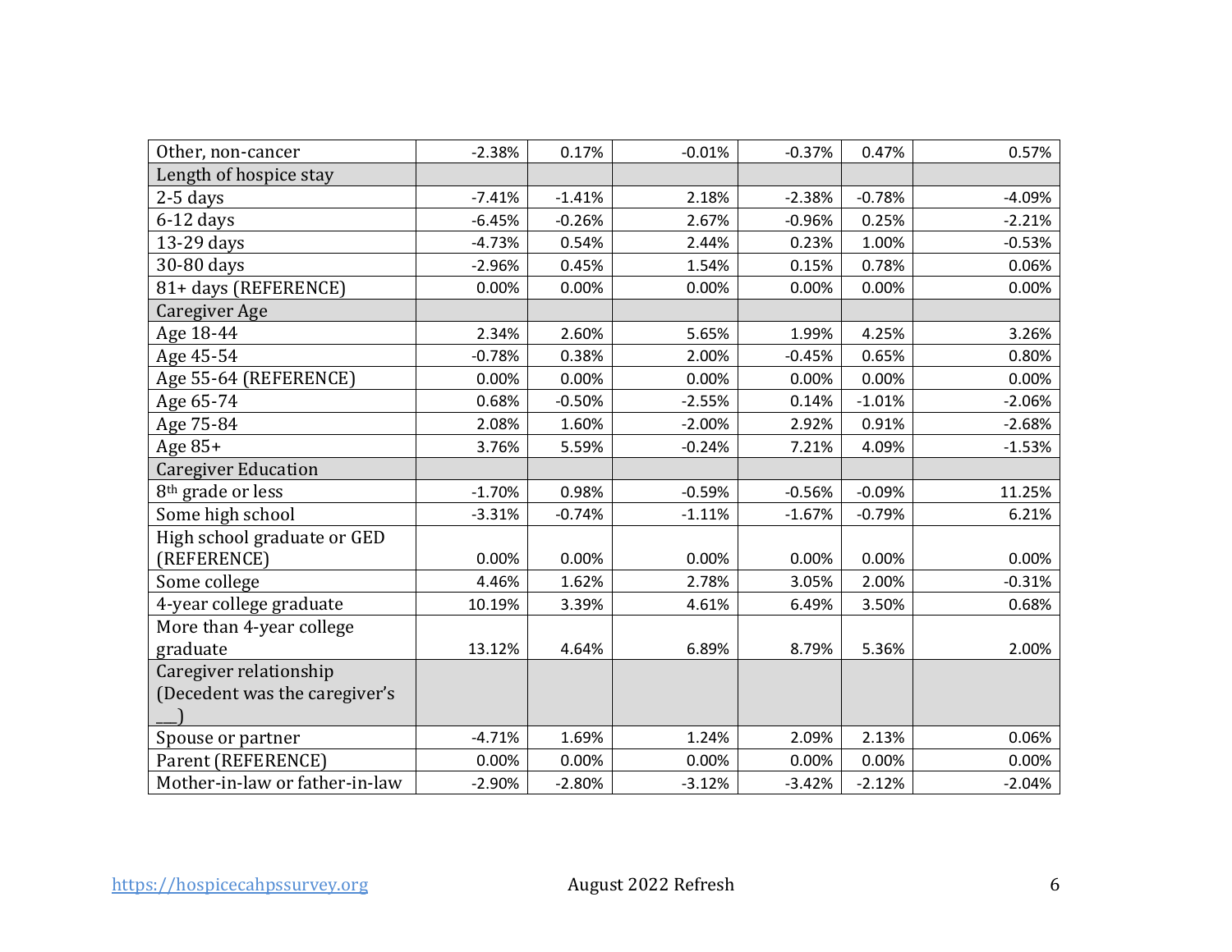| | | | | | | |
|---|---|---|---|---|---|---|
| Other, non-cancer | -2.38% | 0.17% | -0.01% | -0.37% | 0.47% | 0.57% |
| Length of hospice stay | | | | | | |
| 2-5 days | -7.41% | -1.41% | 2.18% | -2.38% | -0.78% | -4.09% |
| 6-12 days | -6.45% | -0.26% | 2.67% | -0.96% | 0.25% | -2.21% |
| 13-29 days | -4.73% | 0.54% | 2.44% | 0.23% | 1.00% | -0.53% |
| 30-80 days | -2.96% | 0.45% | 1.54% | 0.15% | 0.78% | 0.06% |
| 81+ days (REFERENCE) | 0.00% | 0.00% | 0.00% | 0.00% | 0.00% | 0.00% |
| Caregiver Age | | | | | | |
| Age 18-44 | 2.34% | 2.60% | 5.65% | 1.99% | 4.25% | 3.26% |
| Age 45-54 | -0.78% | 0.38% | 2.00% | -0.45% | 0.65% | 0.80% |
| Age 55-64 (REFERENCE) | 0.00% | 0.00% | 0.00% | 0.00% | 0.00% | 0.00% |
| Age 65-74 | 0.68% | -0.50% | -2.55% | 0.14% | -1.01% | -2.06% |
| Age 75-84 | 2.08% | 1.60% | -2.00% | 2.92% | 0.91% | -2.68% |
| Age 85+ | 3.76% | 5.59% | -0.24% | 7.21% | 4.09% | -1.53% |
| Caregiver Education | | | | | | |
| 8th grade or less | -1.70% | 0.98% | -0.59% | -0.56% | -0.09% | 11.25% |
| Some high school | -3.31% | -0.74% | -1.11% | -1.67% | -0.79% | 6.21% |
| High school graduate or GED (REFERENCE) | 0.00% | 0.00% | 0.00% | 0.00% | 0.00% | 0.00% |
| Some college | 4.46% | 1.62% | 2.78% | 3.05% | 2.00% | -0.31% |
| 4-year college graduate | 10.19% | 3.39% | 4.61% | 6.49% | 3.50% | 0.68% |
| More than 4-year college graduate | 13.12% | 4.64% | 6.89% | 8.79% | 5.36% | 2.00% |
| Caregiver relationship (Decedent was the caregiver's ___) | | | | | | |
| Spouse or partner | -4.71% | 1.69% | 1.24% | 2.09% | 2.13% | 0.06% |
| Parent (REFERENCE) | 0.00% | 0.00% | 0.00% | 0.00% | 0.00% | 0.00% |
| Mother-in-law or father-in-law | -2.90% | -2.80% | -3.12% | -3.42% | -2.12% | -2.04% |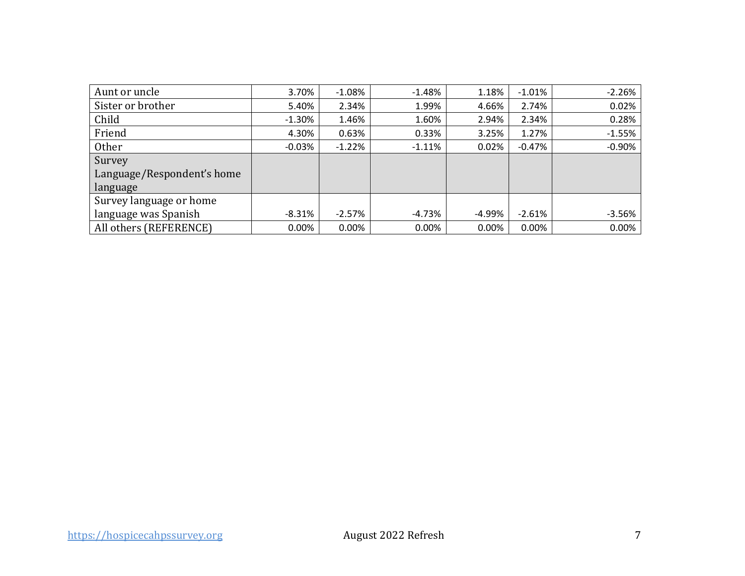| | | | | | | |
|---|---|---|---|---|---|---|
| Aunt or uncle | 3.70% | -1.08% | -1.48% | 1.18% | -1.01% | -2.26% |
| Sister or brother | 5.40% | 2.34% | 1.99% | 4.66% | 2.74% | 0.02% |
| Child | -1.30% | 1.46% | 1.60% | 2.94% | 2.34% | 0.28% |
| Friend | 4.30% | 0.63% | 0.33% | 3.25% | 1.27% | -1.55% |
| Other | -0.03% | -1.22% | -1.11% | 0.02% | -0.47% | -0.90% |
| Survey Language/Respondent's home language | | | | | | |
| Survey language or home language was Spanish | -8.31% | -2.57% | -4.73% | -4.99% | -2.61% | -3.56% |
| All others (REFERENCE) | 0.00% | 0.00% | 0.00% | 0.00% | 0.00% | 0.00% |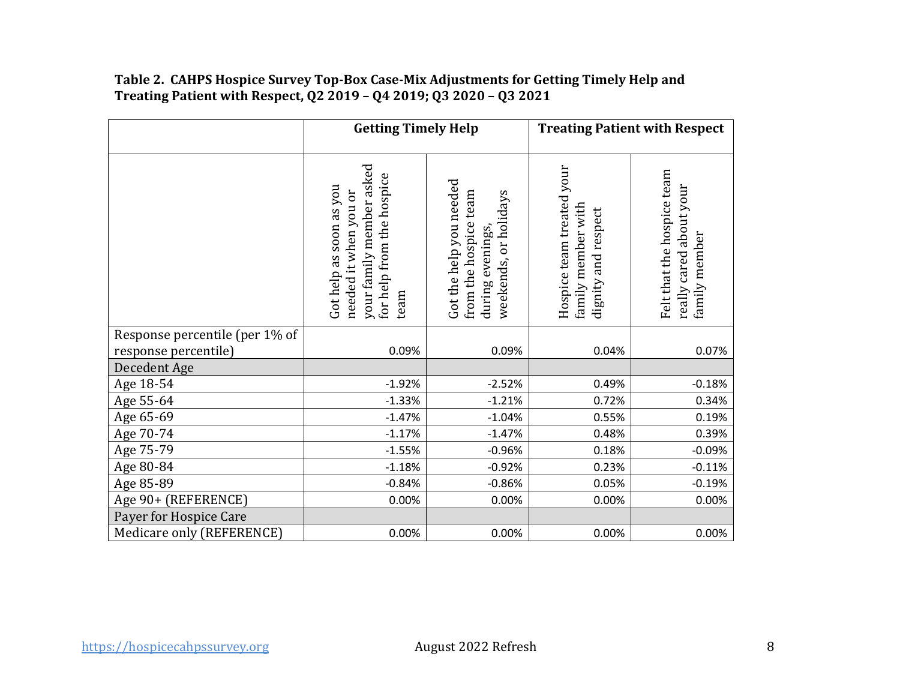**Table 2. CAHPS Hospice Survey Top-Box Case-Mix Adjustments for Getting Timely Help and Treating Patient with Respect, Q2 2019 – Q4 2019; Q3 2020 – Q3 2021**

| | Getting Timely Help | | Treating Patient with Respect | |
|---|---|---|---|---|
| | Got help as soon as you needed it when you or your family member asked for help from the hospice team | Got the help you needed from the hospice team during evenings, weekends, or holidays | Hospice team treated your family member with dignity and respect | Felt that the hospice team really cared about your family member |
| Response percentile (per 1% of response percentile) | 0.09% | 0.09% | 0.04% | 0.07% |
| Decedent Age | | | | |
| Age 18-54 | -1.92% | -2.52% | 0.49% | -0.18% |
| Age 55-64 | -1.33% | -1.21% | 0.72% | 0.34% |
| Age 65-69 | -1.47% | -1.04% | 0.55% | 0.19% |
| Age 70-74 | -1.17% | -1.47% | 0.48% | 0.39% |
| Age 75-79 | -1.55% | -0.96% | 0.18% | -0.09% |
| Age 80-84 | -1.18% | -0.92% | 0.23% | -0.11% |
| Age 85-89 | -0.84% | -0.86% | 0.05% | -0.19% |
| Age 90+ (REFERENCE) | 0.00% | 0.00% | 0.00% | 0.00% |
| Payer for Hospice Care | | | | |
| Medicare only (REFERENCE) | 0.00% | 0.00% | 0.00% | 0.00% |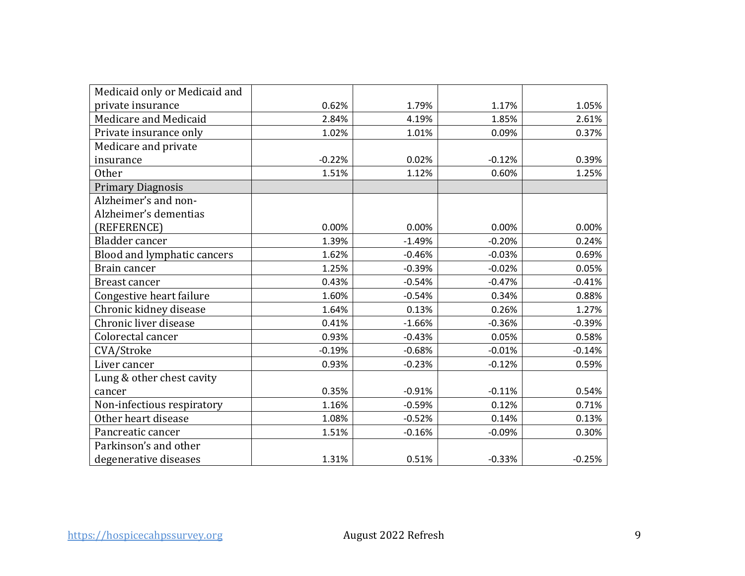| | | | | |
|---|---|---|---|---|
| Medicaid only or Medicaid and private insurance | 0.62% | 1.79% | 1.17% | 1.05% |
| Medicare and Medicaid | 2.84% | 4.19% | 1.85% | 2.61% |
| Private insurance only | 1.02% | 1.01% | 0.09% | 0.37% |
| Medicare and private insurance | -0.22% | 0.02% | -0.12% | 0.39% |
| Other | 1.51% | 1.12% | 0.60% | 1.25% |
| Primary Diagnosis | | | | |
| Alzheimer's and non-Alzheimer's dementias (REFERENCE) | 0.00% | 0.00% | 0.00% | 0.00% |
| Bladder cancer | 1.39% | -1.49% | -0.20% | 0.24% |
| Blood and lymphatic cancers | 1.62% | -0.46% | -0.03% | 0.69% |
| Brain cancer | 1.25% | -0.39% | -0.02% | 0.05% |
| Breast cancer | 0.43% | -0.54% | -0.47% | -0.41% |
| Congestive heart failure | 1.60% | -0.54% | 0.34% | 0.88% |
| Chronic kidney disease | 1.64% | 0.13% | 0.26% | 1.27% |
| Chronic liver disease | 0.41% | -1.66% | -0.36% | -0.39% |
| Colorectal cancer | 0.93% | -0.43% | 0.05% | 0.58% |
| CVA/Stroke | -0.19% | -0.68% | -0.01% | -0.14% |
| Liver cancer | 0.93% | -0.23% | -0.12% | 0.59% |
| Lung & other chest cavity cancer | 0.35% | -0.91% | -0.11% | 0.54% |
| Non-infectious respiratory | 1.16% | -0.59% | 0.12% | 0.71% |
| Other heart disease | 1.08% | -0.52% | 0.14% | 0.13% |
| Pancreatic cancer | 1.51% | -0.16% | -0.09% | 0.30% |
| Parkinson's and other degenerative diseases | 1.31% | 0.51% | -0.33% | -0.25% |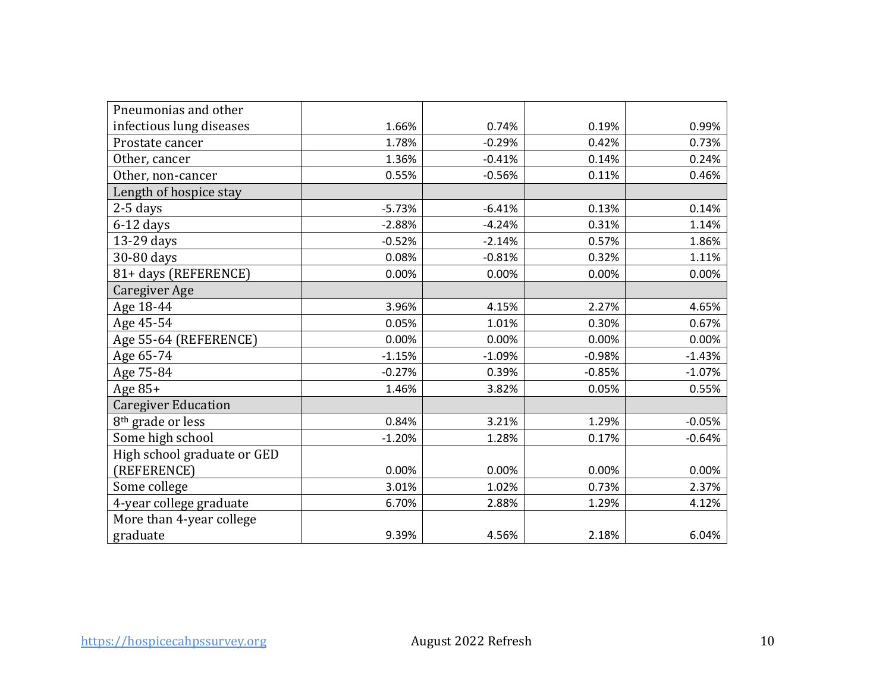| | | | | |
|---|---|---|---|---|
| Pneumonias and other infectious lung diseases | 1.66% | 0.74% | 0.19% | 0.99% |
| Prostate cancer | 1.78% | -0.29% | 0.42% | 0.73% |
| Other, cancer | 1.36% | -0.41% | 0.14% | 0.24% |
| Other, non-cancer | 0.55% | -0.56% | 0.11% | 0.46% |
| Length of hospice stay | | | | |
| 2-5 days | -5.73% | -6.41% | 0.13% | 0.14% |
| 6-12 days | -2.88% | -4.24% | 0.31% | 1.14% |
| 13-29 days | -0.52% | -2.14% | 0.57% | 1.86% |
| 30-80 days | 0.08% | -0.81% | 0.32% | 1.11% |
| 81+ days (REFERENCE) | 0.00% | 0.00% | 0.00% | 0.00% |
| Caregiver Age | | | | |
| Age 18-44 | 3.96% | 4.15% | 2.27% | 4.65% |
| Age 45-54 | 0.05% | 1.01% | 0.30% | 0.67% |
| Age 55-64 (REFERENCE) | 0.00% | 0.00% | 0.00% | 0.00% |
| Age 65-74 | -1.15% | -1.09% | -0.98% | -1.43% |
| Age 75-84 | -0.27% | 0.39% | -0.85% | -1.07% |
| Age 85+ | 1.46% | 3.82% | 0.05% | 0.55% |
| Caregiver Education | | | | |
| 8th grade or less | 0.84% | 3.21% | 1.29% | -0.05% |
| Some high school | -1.20% | 1.28% | 0.17% | -0.64% |
| High school graduate or GED (REFERENCE) | 0.00% | 0.00% | 0.00% | 0.00% |
| Some college | 3.01% | 1.02% | 0.73% | 2.37% |
| 4-year college graduate | 6.70% | 2.88% | 1.29% | 4.12% |
| More than 4-year college graduate | 9.39% | 4.56% | 2.18% | 6.04% |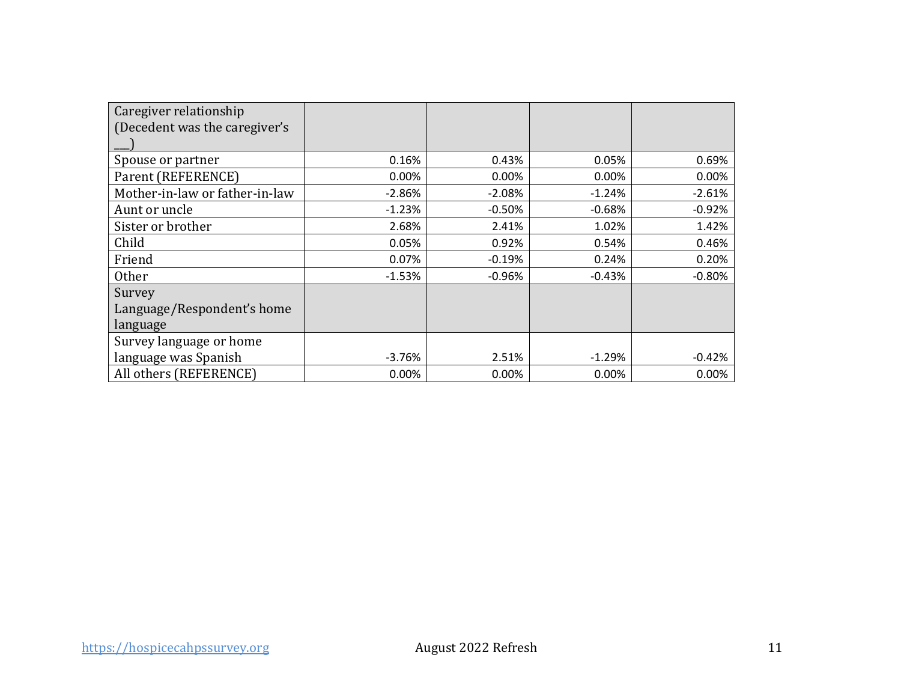| Caregiver relationship (Decedent was the caregiver's ___) | | | | |
|---|---|---|---|---|
| Spouse or partner | 0.16% | 0.43% | 0.05% | 0.69% |
| Parent (REFERENCE) | 0.00% | 0.00% | 0.00% | 0.00% |
| Mother-in-law or father-in-law | -2.86% | -2.08% | -1.24% | -2.61% |
| Aunt or uncle | -1.23% | -0.50% | -0.68% | -0.92% |
| Sister or brother | 2.68% | 2.41% | 1.02% | 1.42% |
| Child | 0.05% | 0.92% | 0.54% | 0.46% |
| Friend | 0.07% | -0.19% | 0.24% | 0.20% |
| Other | -1.53% | -0.96% | -0.43% | -0.80% |
| Survey Language/Respondent's home language | | | | |
| Survey language or home language was Spanish | -3.76% | 2.51% | -1.29% | -0.42% |
| All others (REFERENCE) | 0.00% | 0.00% | 0.00% | 0.00% |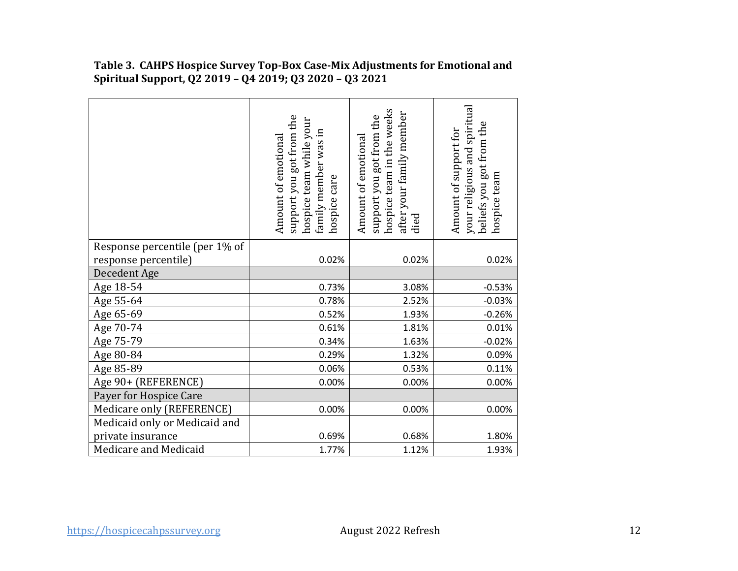**Table 3. CAHPS Hospice Survey Top-Box Case-Mix Adjustments for Emotional and Spiritual Support, Q2 2019 – Q4 2019; Q3 2020 – Q3 2021**

| | Amount of emotional support you got from the hospice team while your family member was in hospice care | Amount of emotional support you got from the hospice team in the weeks after your family member died | Amount of support for your religious and spiritual beliefs you got from the hospice team |
|---|---|---|---|
| Response percentile (per 1% of response percentile) | 0.02% | 0.02% | 0.02% |
| Decedent Age | | | |
| Age 18-54 | 0.73% | 3.08% | -0.53% |
| Age 55-64 | 0.78% | 2.52% | -0.03% |
| Age 65-69 | 0.52% | 1.93% | -0.26% |
| Age 70-74 | 0.61% | 1.81% | 0.01% |
| Age 75-79 | 0.34% | 1.63% | -0.02% |
| Age 80-84 | 0.29% | 1.32% | 0.09% |
| Age 85-89 | 0.06% | 0.53% | 0.11% |
| Age 90+ (REFERENCE) | 0.00% | 0.00% | 0.00% |
| Payer for Hospice Care | | | |
| Medicare only (REFERENCE) | 0.00% | 0.00% | 0.00% |
| Medicaid only or Medicaid and private insurance | 0.69% | 0.68% | 1.80% |
| Medicare and Medicaid | 1.77% | 1.12% | 1.93% |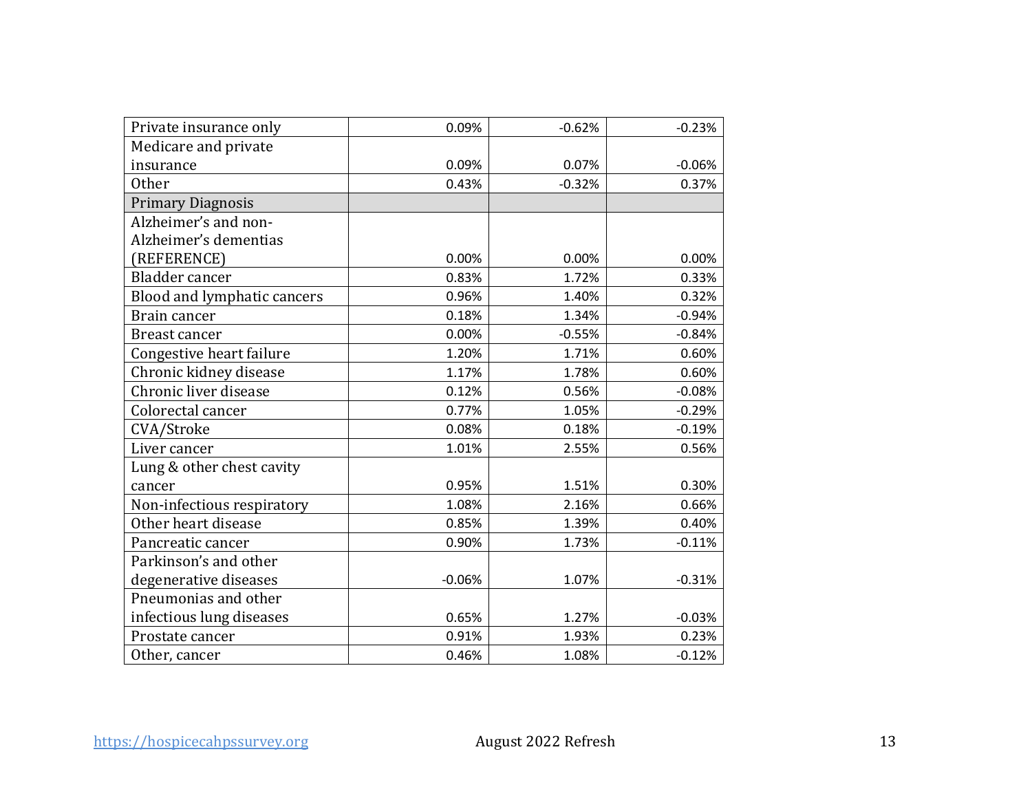| | | | |
|---|---|---|---|
| Private insurance only | 0.09% | -0.62% | -0.23% |
| Medicare and private insurance | 0.09% | 0.07% | -0.06% |
| Other | 0.43% | -0.32% | 0.37% |
| Primary Diagnosis | | | |
| Alzheimer's and non-Alzheimer's dementias (REFERENCE) | 0.00% | 0.00% | 0.00% |
| Bladder cancer | 0.83% | 1.72% | 0.33% |
| Blood and lymphatic cancers | 0.96% | 1.40% | 0.32% |
| Brain cancer | 0.18% | 1.34% | -0.94% |
| Breast cancer | 0.00% | -0.55% | -0.84% |
| Congestive heart failure | 1.20% | 1.71% | 0.60% |
| Chronic kidney disease | 1.17% | 1.78% | 0.60% |
| Chronic liver disease | 0.12% | 0.56% | -0.08% |
| Colorectal cancer | 0.77% | 1.05% | -0.29% |
| CVA/Stroke | 0.08% | 0.18% | -0.19% |
| Liver cancer | 1.01% | 2.55% | 0.56% |
| Lung & other chest cavity cancer | 0.95% | 1.51% | 0.30% |
| Non-infectious respiratory | 1.08% | 2.16% | 0.66% |
| Other heart disease | 0.85% | 1.39% | 0.40% |
| Pancreatic cancer | 0.90% | 1.73% | -0.11% |
| Parkinson's and other degenerative diseases | -0.06% | 1.07% | -0.31% |
| Pneumonias and other infectious lung diseases | 0.65% | 1.27% | -0.03% |
| Prostate cancer | 0.91% | 1.93% | 0.23% |
| Other, cancer | 0.46% | 1.08% | -0.12% |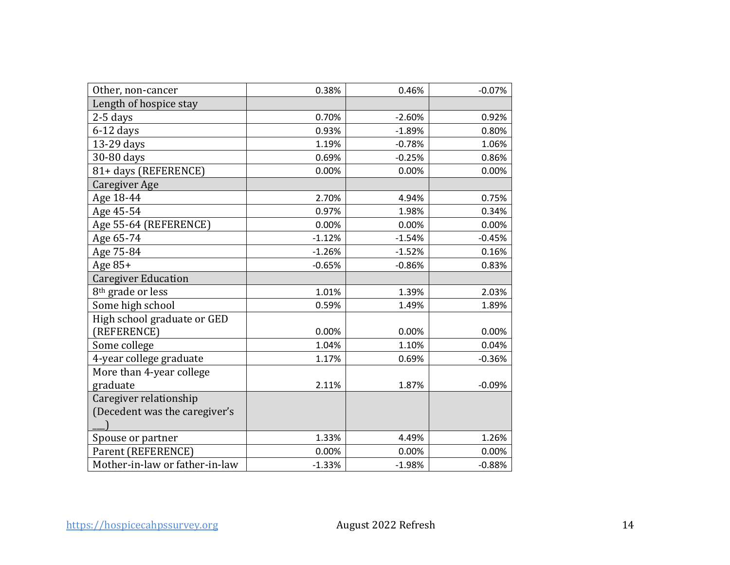| | | | |
|---|---|---|---|
| Other, non-cancer | 0.38% | 0.46% | -0.07% |
| Length of hospice stay | | | |
| 2-5 days | 0.70% | -2.60% | 0.92% |
| 6-12 days | 0.93% | -1.89% | 0.80% |
| 13-29 days | 1.19% | -0.78% | 1.06% |
| 30-80 days | 0.69% | -0.25% | 0.86% |
| 81+ days (REFERENCE) | 0.00% | 0.00% | 0.00% |
| Caregiver Age | | | |
| Age 18-44 | 2.70% | 4.94% | 0.75% |
| Age 45-54 | 0.97% | 1.98% | 0.34% |
| Age 55-64 (REFERENCE) | 0.00% | 0.00% | 0.00% |
| Age 65-74 | -1.12% | -1.54% | -0.45% |
| Age 75-84 | -1.26% | -1.52% | 0.16% |
| Age 85+ | -0.65% | -0.86% | 0.83% |
| Caregiver Education | | | |
| 8th grade or less | 1.01% | 1.39% | 2.03% |
| Some high school | 0.59% | 1.49% | 1.89% |
| High school graduate or GED (REFERENCE) | 0.00% | 0.00% | 0.00% |
| Some college | 1.04% | 1.10% | 0.04% |
| 4-year college graduate | 1.17% | 0.69% | -0.36% |
| More than 4-year college graduate | 2.11% | 1.87% | -0.09% |
| Caregiver relationship (Decedent was the caregiver's ___) | | | |
| Spouse or partner | 1.33% | 4.49% | 1.26% |
| Parent (REFERENCE) | 0.00% | 0.00% | 0.00% |
| Mother-in-law or father-in-law | -1.33% | -1.98% | -0.88% |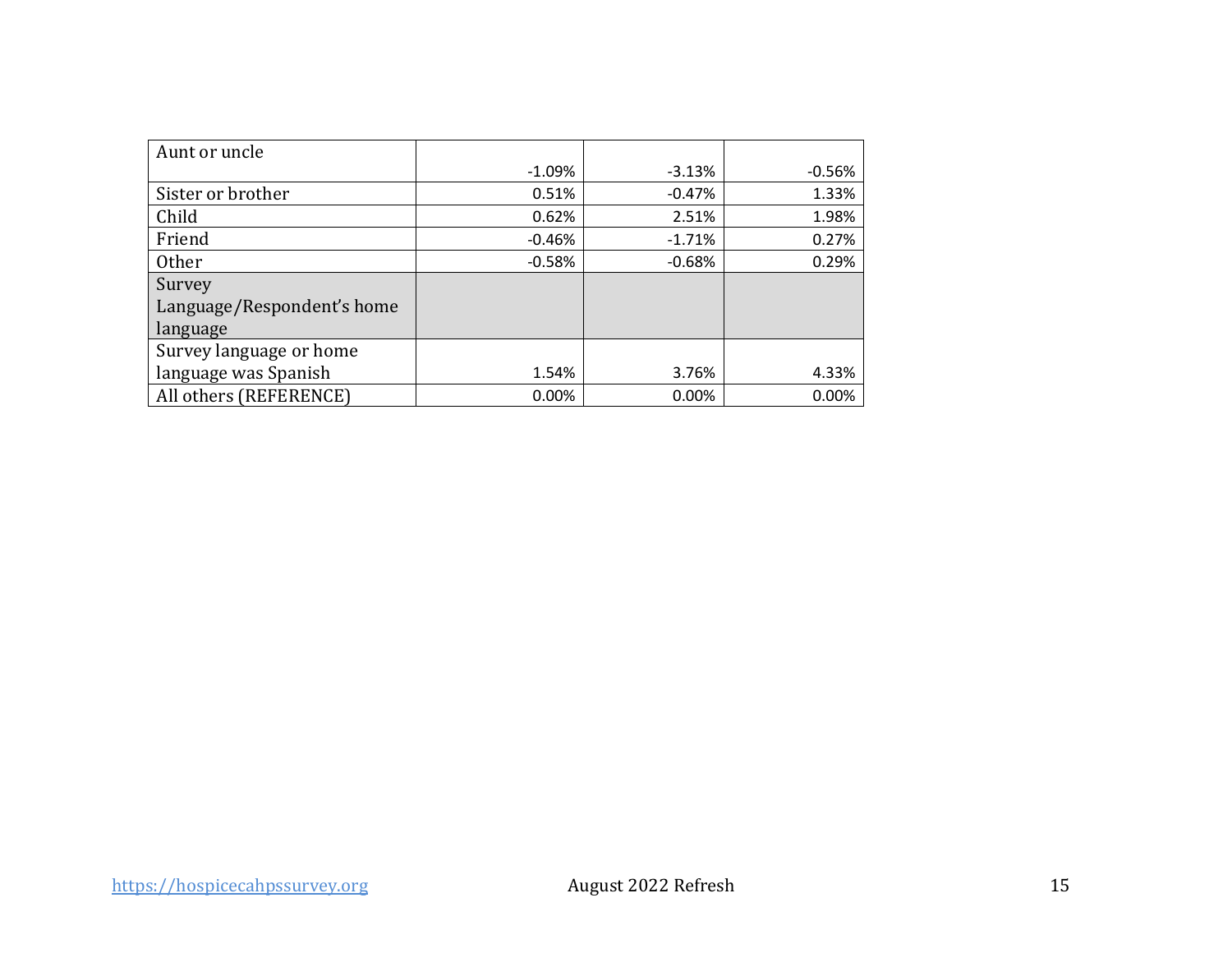| Aunt or uncle | -1.09% | -3.13% | -0.56% |
|---|---|---|---|
| Sister or brother | 0.51% | -0.47% | 1.33% |
| Child | 0.62% | 2.51% | 1.98% |
| Friend | -0.46% | -1.71% | 0.27% |
| Other | -0.58% | -0.68% | 0.29% |
| Survey Language/Respondent's home language | | | |
| Survey language or home language was Spanish | 1.54% | 3.76% | 4.33% |
| All others (REFERENCE) | 0.00% | 0.00% | 0.00% |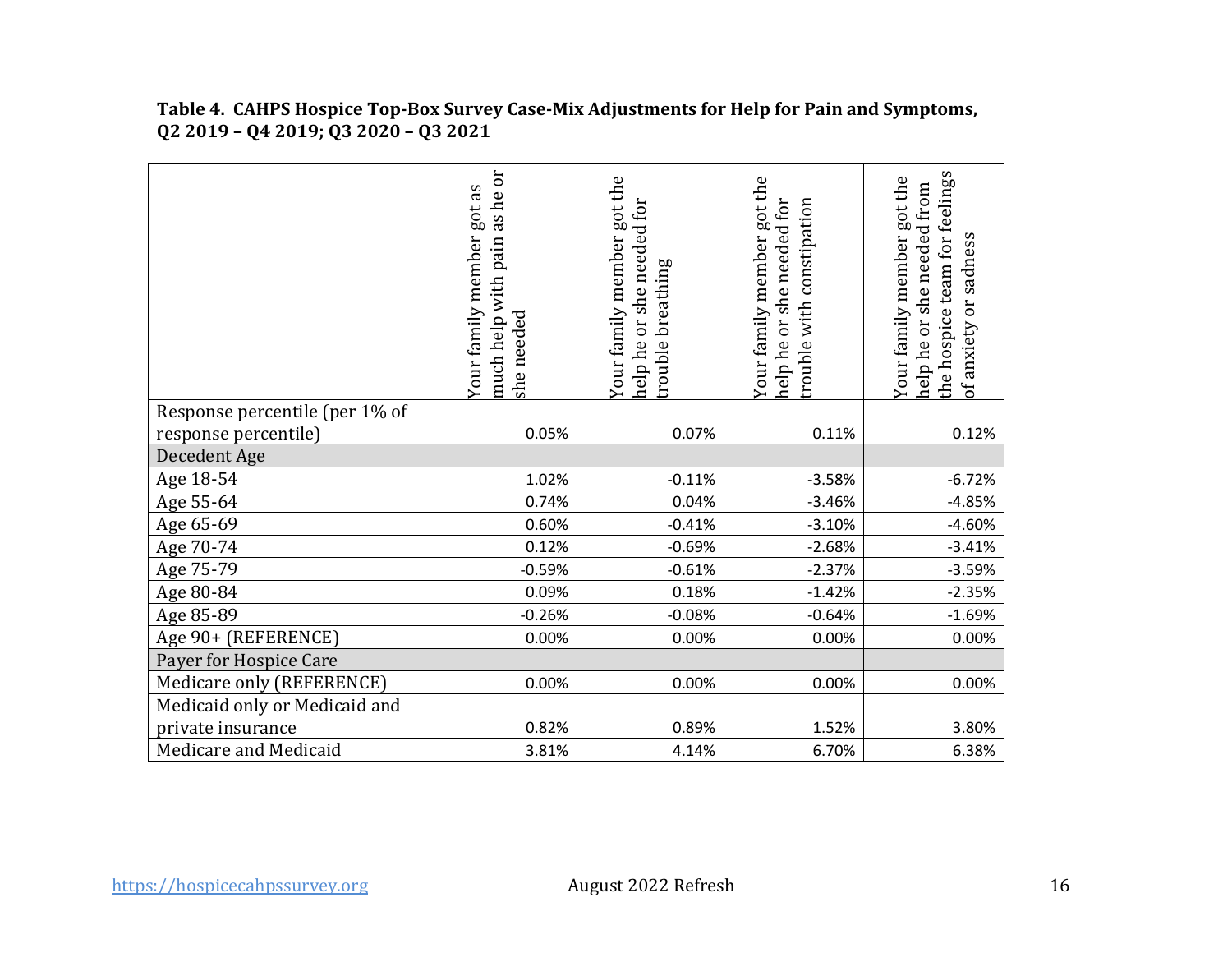**Table 4. CAHPS Hospice Top-Box Survey Case-Mix Adjustments for Help for Pain and Symptoms, Q2 2019 – Q4 2019; Q3 2020 – Q3 2021**

| | Your family member got as much help with pain as he or she needed | Your family member got the help he or she needed for trouble breathing | Your family member got the help he or she needed for trouble with constipation | Your family member got the help he or she needed from the hospice team for feelings of anxiety or sadness |
|---|---|---|---|---|
| Response percentile (per 1% of response percentile) | 0.05% | 0.07% | 0.11% | 0.12% |
| Decedent Age | | | | |
| Age 18-54 | 1.02% | -0.11% | -3.58% | -6.72% |
| Age 55-64 | 0.74% | 0.04% | -3.46% | -4.85% |
| Age 65-69 | 0.60% | -0.41% | -3.10% | -4.60% |
| Age 70-74 | 0.12% | -0.69% | -2.68% | -3.41% |
| Age 75-79 | -0.59% | -0.61% | -2.37% | -3.59% |
| Age 80-84 | 0.09% | 0.18% | -1.42% | -2.35% |
| Age 85-89 | -0.26% | -0.08% | -0.64% | -1.69% |
| Age 90+ (REFERENCE) | 0.00% | 0.00% | 0.00% | 0.00% |
| Payer for Hospice Care | | | | |
| Medicare only (REFERENCE) | 0.00% | 0.00% | 0.00% | 0.00% |
| Medicaid only or Medicaid and private insurance | 0.82% | 0.89% | 1.52% | 3.80% |
| Medicare and Medicaid | 3.81% | 4.14% | 6.70% | 6.38% |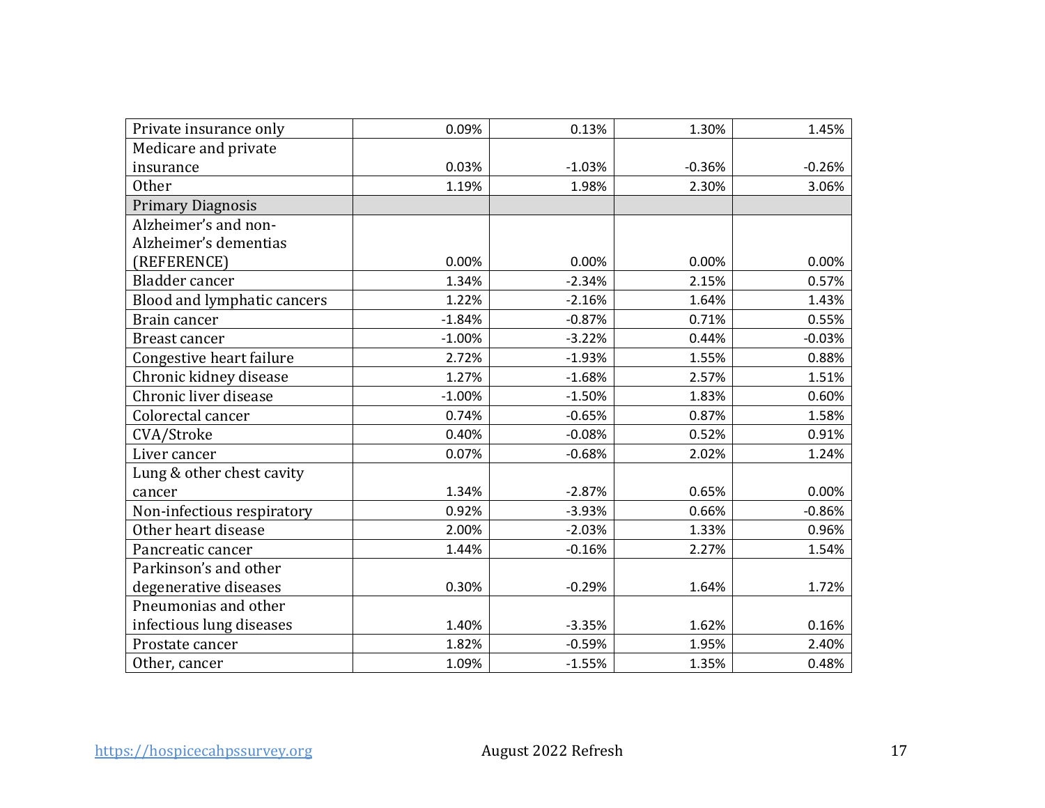| | | | | |
|---|---|---|---|---|
| Private insurance only | 0.09% | 0.13% | 1.30% | 1.45% |
| Medicare and private insurance | 0.03% | -1.03% | -0.36% | -0.26% |
| Other | 1.19% | 1.98% | 2.30% | 3.06% |
| Primary Diagnosis | | | | |
| Alzheimer's and non-Alzheimer's dementias (REFERENCE) | 0.00% | 0.00% | 0.00% | 0.00% |
| Bladder cancer | 1.34% | -2.34% | 2.15% | 0.57% |
| Blood and lymphatic cancers | 1.22% | -2.16% | 1.64% | 1.43% |
| Brain cancer | -1.84% | -0.87% | 0.71% | 0.55% |
| Breast cancer | -1.00% | -3.22% | 0.44% | -0.03% |
| Congestive heart failure | 2.72% | -1.93% | 1.55% | 0.88% |
| Chronic kidney disease | 1.27% | -1.68% | 2.57% | 1.51% |
| Chronic liver disease | -1.00% | -1.50% | 1.83% | 0.60% |
| Colorectal cancer | 0.74% | -0.65% | 0.87% | 1.58% |
| CVA/Stroke | 0.40% | -0.08% | 0.52% | 0.91% |
| Liver cancer | 0.07% | -0.68% | 2.02% | 1.24% |
| Lung & other chest cavity cancer | 1.34% | -2.87% | 0.65% | 0.00% |
| Non-infectious respiratory | 0.92% | -3.93% | 0.66% | -0.86% |
| Other heart disease | 2.00% | -2.03% | 1.33% | 0.96% |
| Pancreatic cancer | 1.44% | -0.16% | 2.27% | 1.54% |
| Parkinson's and other degenerative diseases | 0.30% | -0.29% | 1.64% | 1.72% |
| Pneumonias and other infectious lung diseases | 1.40% | -3.35% | 1.62% | 0.16% |
| Prostate cancer | 1.82% | -0.59% | 1.95% | 2.40% |
| Other, cancer | 1.09% | -1.55% | 1.35% | 0.48% |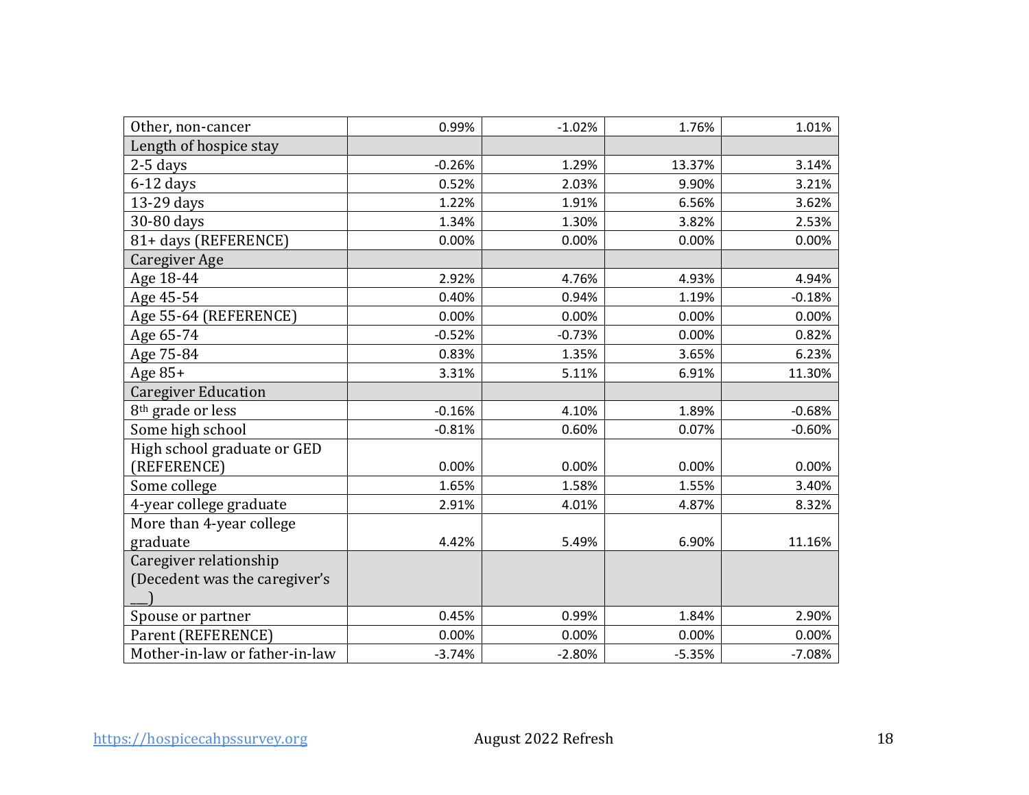| | | | | |
|---|---|---|---|---|
| Other, non-cancer | 0.99% | -1.02% | 1.76% | 1.01% |
| Length of hospice stay | | | | |
| 2-5 days | -0.26% | 1.29% | 13.37% | 3.14% |
| 6-12 days | 0.52% | 2.03% | 9.90% | 3.21% |
| 13-29 days | 1.22% | 1.91% | 6.56% | 3.62% |
| 30-80 days | 1.34% | 1.30% | 3.82% | 2.53% |
| 81+ days (REFERENCE) | 0.00% | 0.00% | 0.00% | 0.00% |
| Caregiver Age | | | | |
| Age 18-44 | 2.92% | 4.76% | 4.93% | 4.94% |
| Age 45-54 | 0.40% | 0.94% | 1.19% | -0.18% |
| Age 55-64 (REFERENCE) | 0.00% | 0.00% | 0.00% | 0.00% |
| Age 65-74 | -0.52% | -0.73% | 0.00% | 0.82% |
| Age 75-84 | 0.83% | 1.35% | 3.65% | 6.23% |
| Age 85+ | 3.31% | 5.11% | 6.91% | 11.30% |
| Caregiver Education | | | | |
| 8th grade or less | -0.16% | 4.10% | 1.89% | -0.68% |
| Some high school | -0.81% | 0.60% | 0.07% | -0.60% |
| High school graduate or GED (REFERENCE) | 0.00% | 0.00% | 0.00% | 0.00% |
| Some college | 1.65% | 1.58% | 1.55% | 3.40% |
| 4-year college graduate | 2.91% | 4.01% | 4.87% | 8.32% |
| More than 4-year college graduate | 4.42% | 5.49% | 6.90% | 11.16% |
| Caregiver relationship (Decedent was the caregiver's ___) | | | | |
| Spouse or partner | 0.45% | 0.99% | 1.84% | 2.90% |
| Parent (REFERENCE) | 0.00% | 0.00% | 0.00% | 0.00% |
| Mother-in-law or father-in-law | -3.74% | -2.80% | -5.35% | -7.08% |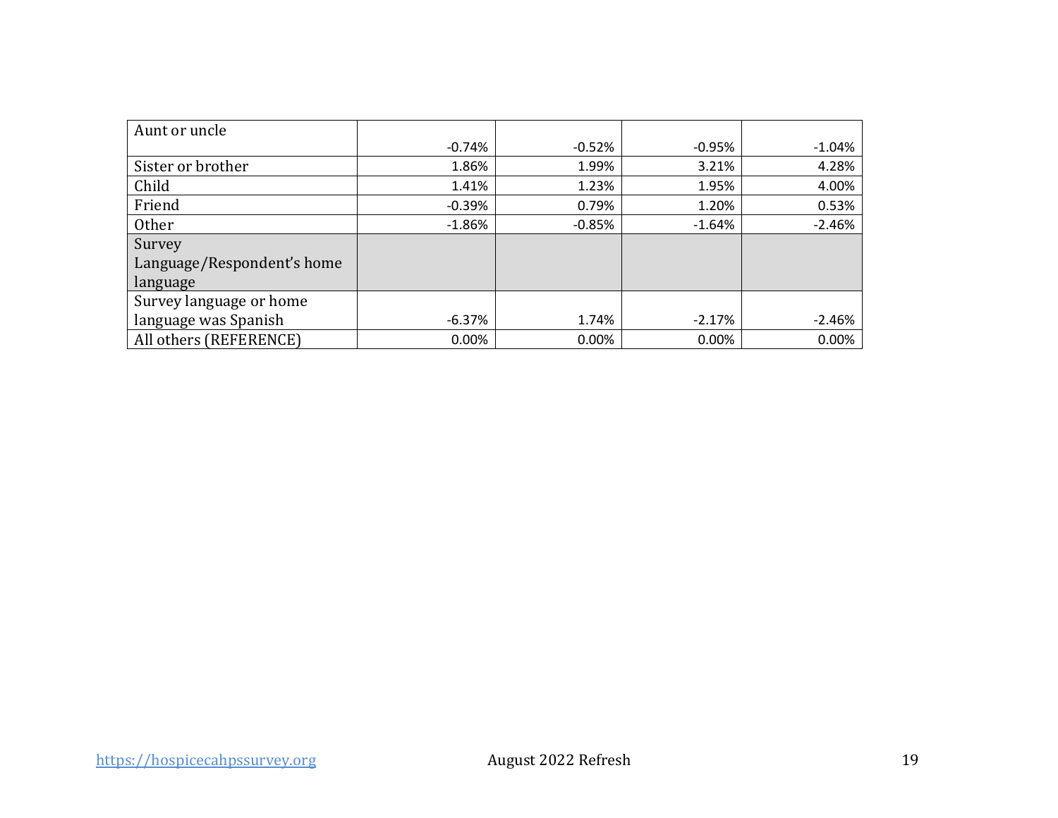| | | | | |
|---|---|---|---|---|
| Aunt or uncle | -0.74% | -0.52% | -0.95% | -1.04% |
| Sister or brother | 1.86% | 1.99% | 3.21% | 4.28% |
| Child | 1.41% | 1.23% | 1.95% | 4.00% |
| Friend | -0.39% | 0.79% | 1.20% | 0.53% |
| Other | -1.86% | -0.85% | -1.64% | -2.46% |
| Survey Language/Respondent's home language | | | | |
| Survey language or home language was Spanish | -6.37% | 1.74% | -2.17% | -2.46% |
| All others (REFERENCE) | 0.00% | 0.00% | 0.00% | 0.00% |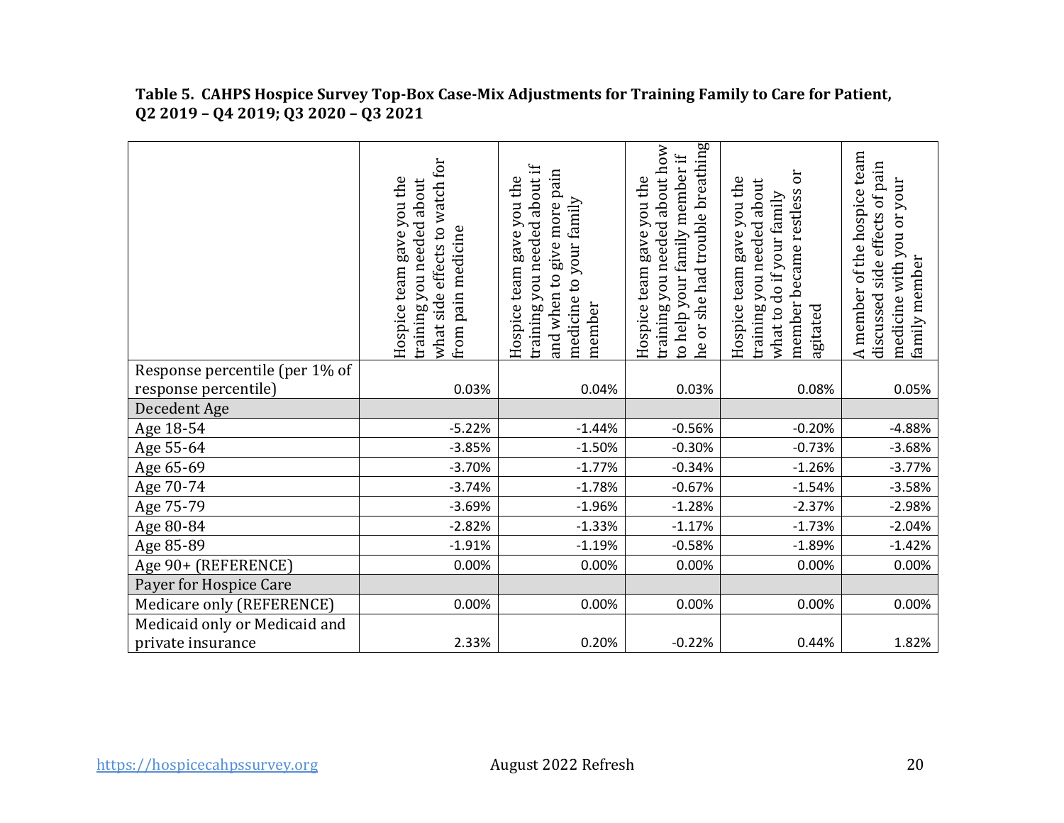**Table 5. CAHPS Hospice Survey Top-Box Case-Mix Adjustments for Training Family to Care for Patient, Q2 2019 – Q4 2019; Q3 2020 – Q3 2021**

| | Hospice team gave you the training you needed about what side effects to watch for from pain medicine | Hospice team gave you the training you needed about if and when to give more pain medicine to your family member | Hospice team gave you the training you needed about how to help your family member if he or she had trouble breathing | Hospice team gave you the training you needed about what to do if your family member became restless or agitated | A member of the hospice team discussed side effects of pain medicine with you or your family member |
|---|---|---|---|---|---|
| Response percentile (per 1% of response percentile) | 0.03% | 0.04% | 0.03% | 0.08% | 0.05% |
| Decedent Age | | | | | |
| Age 18-54 | -5.22% | -1.44% | -0.56% | -0.20% | -4.88% |
| Age 55-64 | -3.85% | -1.50% | -0.30% | -0.73% | -3.68% |
| Age 65-69 | -3.70% | -1.77% | -0.34% | -1.26% | -3.77% |
| Age 70-74 | -3.74% | -1.78% | -0.67% | -1.54% | -3.58% |
| Age 75-79 | -3.69% | -1.96% | -1.28% | -2.37% | -2.98% |
| Age 80-84 | -2.82% | -1.33% | -1.17% | -1.73% | -2.04% |
| Age 85-89 | -1.91% | -1.19% | -0.58% | -1.89% | -1.42% |
| Age 90+ (REFERENCE) | 0.00% | 0.00% | 0.00% | 0.00% | 0.00% |
| Payer for Hospice Care | | | | | |
| Medicare only (REFERENCE) | 0.00% | 0.00% | 0.00% | 0.00% | 0.00% |
| Medicaid only or Medicaid and private insurance | 2.33% | 0.20% | -0.22% | 0.44% | 1.82% |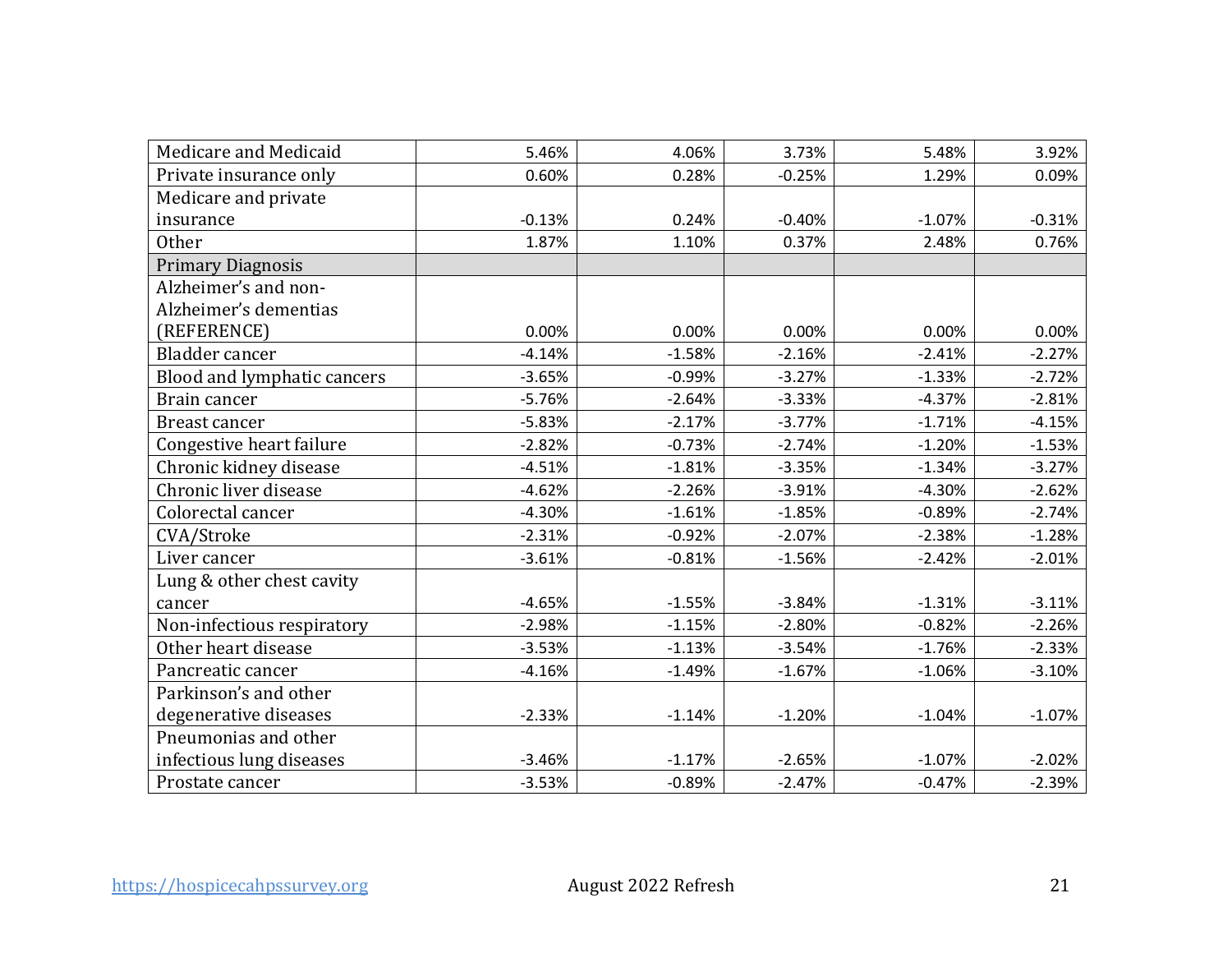| | | | | | |
|---|---|---|---|---|---|
| Medicare and Medicaid | 5.46% | 4.06% | 3.73% | 5.48% | 3.92% |
| Private insurance only | 0.60% | 0.28% | -0.25% | 1.29% | 0.09% |
| Medicare and private insurance | -0.13% | 0.24% | -0.40% | -1.07% | -0.31% |
| Other | 1.87% | 1.10% | 0.37% | 2.48% | 0.76% |
| Primary Diagnosis | | | | | |
| Alzheimer's and non-Alzheimer's dementias (REFERENCE) | 0.00% | 0.00% | 0.00% | 0.00% | 0.00% |
| Bladder cancer | -4.14% | -1.58% | -2.16% | -2.41% | -2.27% |
| Blood and lymphatic cancers | -3.65% | -0.99% | -3.27% | -1.33% | -2.72% |
| Brain cancer | -5.76% | -2.64% | -3.33% | -4.37% | -2.81% |
| Breast cancer | -5.83% | -2.17% | -3.77% | -1.71% | -4.15% |
| Congestive heart failure | -2.82% | -0.73% | -2.74% | -1.20% | -1.53% |
| Chronic kidney disease | -4.51% | -1.81% | -3.35% | -1.34% | -3.27% |
| Chronic liver disease | -4.62% | -2.26% | -3.91% | -4.30% | -2.62% |
| Colorectal cancer | -4.30% | -1.61% | -1.85% | -0.89% | -2.74% |
| CVA/Stroke | -2.31% | -0.92% | -2.07% | -2.38% | -1.28% |
| Liver cancer | -3.61% | -0.81% | -1.56% | -2.42% | -2.01% |
| Lung & other chest cavity cancer | -4.65% | -1.55% | -3.84% | -1.31% | -3.11% |
| Non-infectious respiratory | -2.98% | -1.15% | -2.80% | -0.82% | -2.26% |
| Other heart disease | -3.53% | -1.13% | -3.54% | -1.76% | -2.33% |
| Pancreatic cancer | -4.16% | -1.49% | -1.67% | -1.06% | -3.10% |
| Parkinson's and other degenerative diseases | -2.33% | -1.14% | -1.20% | -1.04% | -1.07% |
| Pneumonias and other infectious lung diseases | -3.46% | -1.17% | -2.65% | -1.07% | -2.02% |
| Prostate cancer | -3.53% | -0.89% | -2.47% | -0.47% | -2.39% |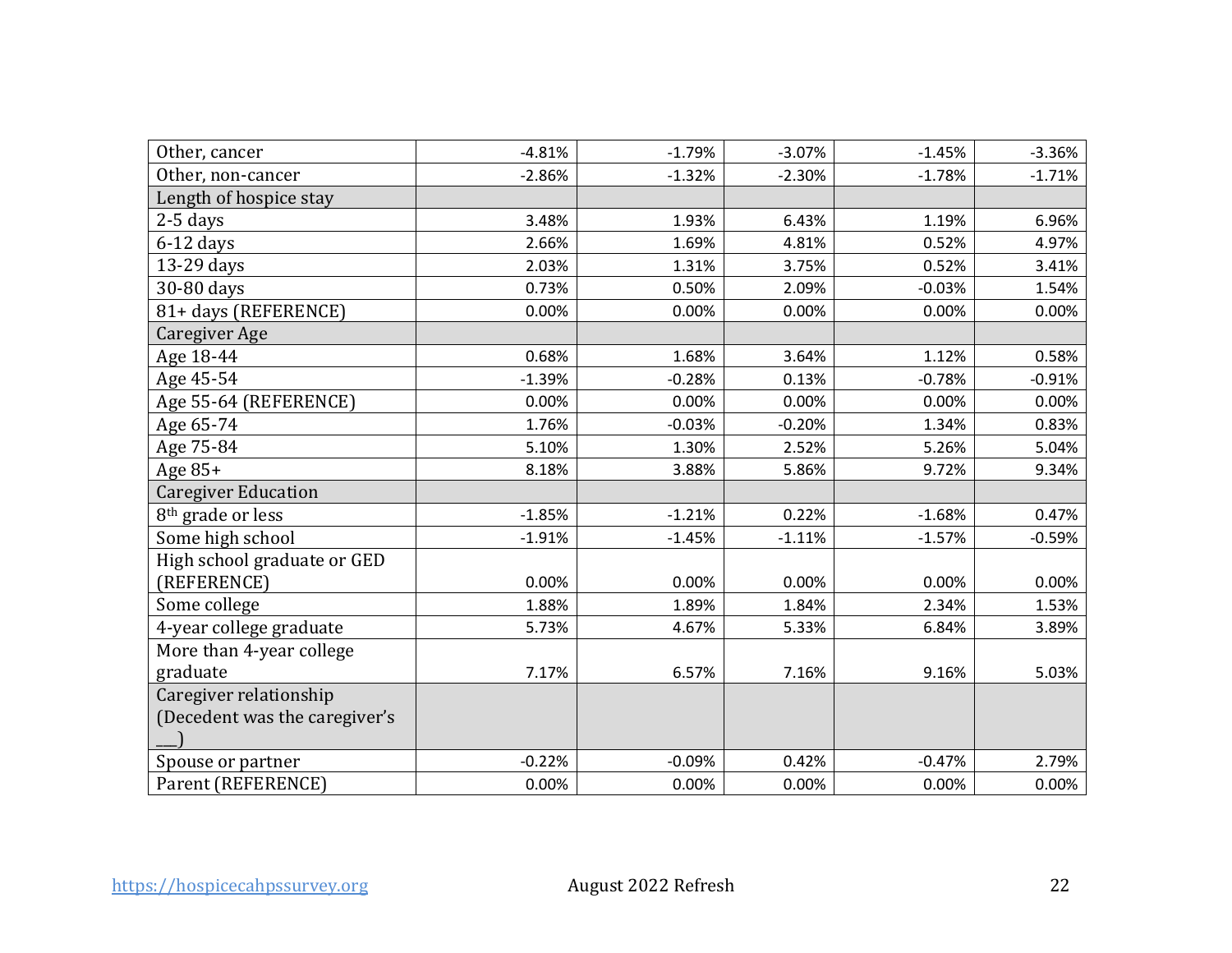| | | | | | |
|---|---|---|---|---|---|
| Other, cancer | -4.81% | -1.79% | -3.07% | -1.45% | -3.36% |
| Other, non-cancer | -2.86% | -1.32% | -2.30% | -1.78% | -1.71% |
| Length of hospice stay | | | | | |
| 2-5 days | 3.48% | 1.93% | 6.43% | 1.19% | 6.96% |
| 6-12 days | 2.66% | 1.69% | 4.81% | 0.52% | 4.97% |
| 13-29 days | 2.03% | 1.31% | 3.75% | 0.52% | 3.41% |
| 30-80 days | 0.73% | 0.50% | 2.09% | -0.03% | 1.54% |
| 81+ days (REFERENCE) | 0.00% | 0.00% | 0.00% | 0.00% | 0.00% |
| Caregiver Age | | | | | |
| Age 18-44 | 0.68% | 1.68% | 3.64% | 1.12% | 0.58% |
| Age 45-54 | -1.39% | -0.28% | 0.13% | -0.78% | -0.91% |
| Age 55-64 (REFERENCE) | 0.00% | 0.00% | 0.00% | 0.00% | 0.00% |
| Age 65-74 | 1.76% | -0.03% | -0.20% | 1.34% | 0.83% |
| Age 75-84 | 5.10% | 1.30% | 2.52% | 5.26% | 5.04% |
| Age 85+ | 8.18% | 3.88% | 5.86% | 9.72% | 9.34% |
| Caregiver Education | | | | | |
| 8th grade or less | -1.85% | -1.21% | 0.22% | -1.68% | 0.47% |
| Some high school | -1.91% | -1.45% | -1.11% | -1.57% | -0.59% |
| High school graduate or GED (REFERENCE) | 0.00% | 0.00% | 0.00% | 0.00% | 0.00% |
| Some college | 1.88% | 1.89% | 1.84% | 2.34% | 1.53% |
| 4-year college graduate | 5.73% | 4.67% | 5.33% | 6.84% | 3.89% |
| More than 4-year college graduate | 7.17% | 6.57% | 7.16% | 9.16% | 5.03% |
| Caregiver relationship (Decedent was the caregiver's ___) | | | | | |
| Spouse or partner | -0.22% | -0.09% | 0.42% | -0.47% | 2.79% |
| Parent (REFERENCE) | 0.00% | 0.00% | 0.00% | 0.00% | 0.00% |

https://hospicecahpssurvey.org August 2022 Refresh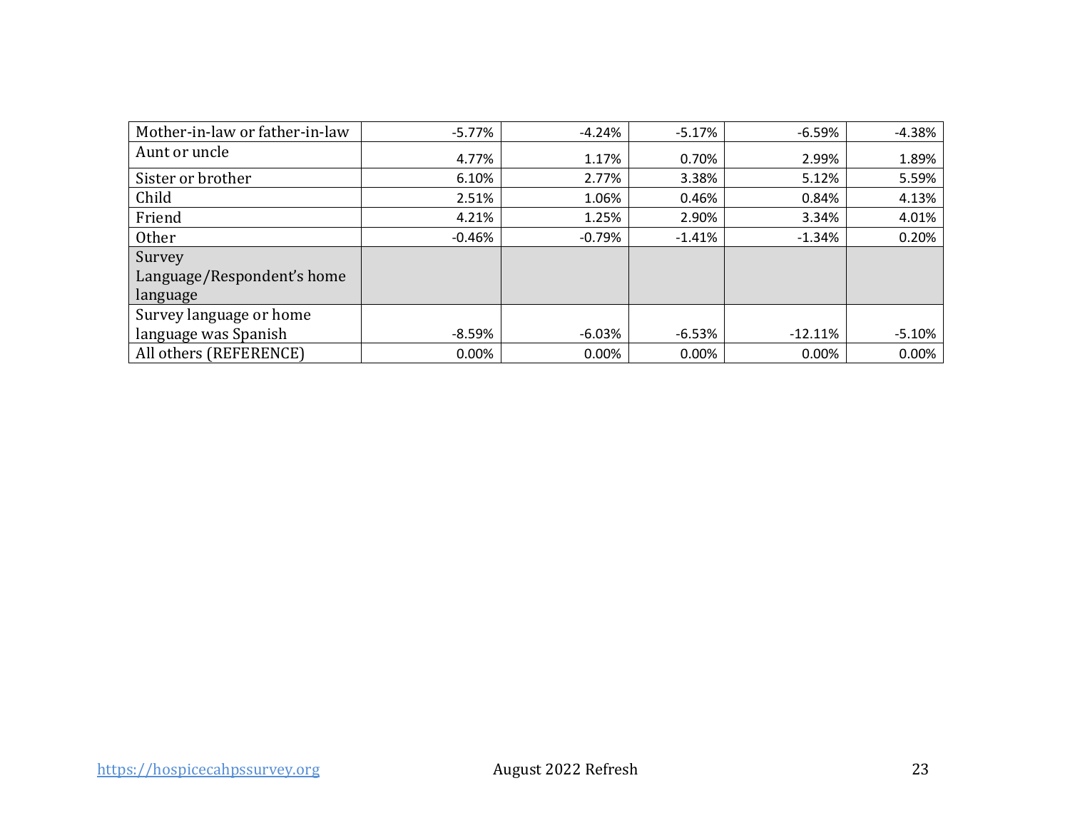| | | | | | |
|---|---|---|---|---|---|
| Mother-in-law or father-in-law | -5.77% | -4.24% | -5.17% | -6.59% | -4.38% |
| Aunt or uncle | 4.77% | 1.17% | 0.70% | 2.99% | 1.89% |
| Sister or brother | 6.10% | 2.77% | 3.38% | 5.12% | 5.59% |
| Child | 2.51% | 1.06% | 0.46% | 0.84% | 4.13% |
| Friend | 4.21% | 1.25% | 2.90% | 3.34% | 4.01% |
| Other | -0.46% | -0.79% | -1.41% | -1.34% | 0.20% |
| Survey Language/Respondent's home language | | | | | |
| Survey language or home language was Spanish | -8.59% | -6.03% | -6.53% | -12.11% | -5.10% |
| All others (REFERENCE) | 0.00% | 0.00% | 0.00% | 0.00% | 0.00% |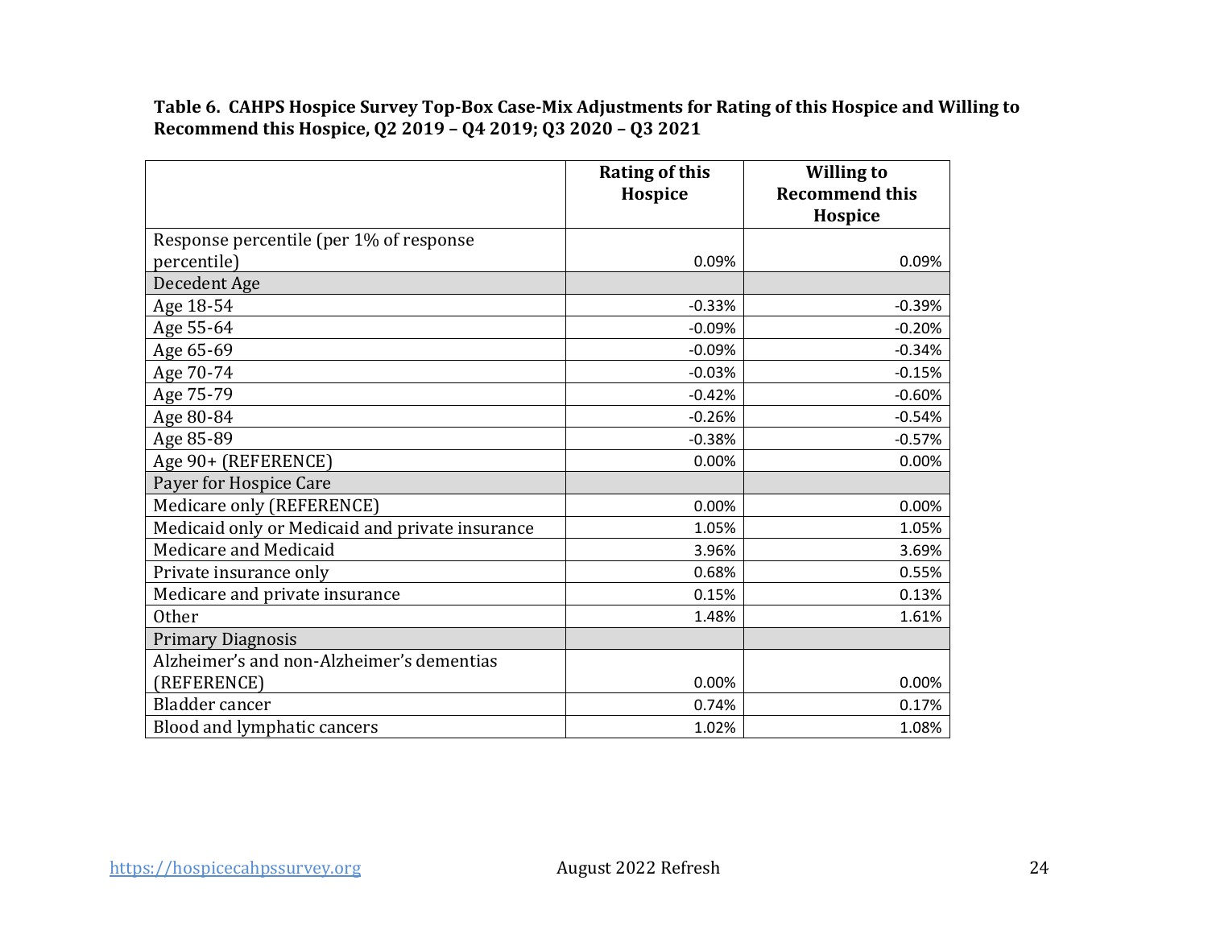**Table 6. CAHPS Hospice Survey Top-Box Case-Mix Adjustments for Rating of this Hospice and Willing to Recommend this Hospice, Q2 2019 – Q4 2019; Q3 2020 – Q3 2021**

| | Rating of this Hospice | Willing to Recommend this Hospice |
|---|---|---|
| Response percentile (per 1% of response percentile) | 0.09% | 0.09% |
| Decedent Age | | |
| Age 18-54 | -0.33% | -0.39% |
| Age 55-64 | -0.09% | -0.20% |
| Age 65-69 | -0.09% | -0.34% |
| Age 70-74 | -0.03% | -0.15% |
| Age 75-79 | -0.42% | -0.60% |
| Age 80-84 | -0.26% | -0.54% |
| Age 85-89 | -0.38% | -0.57% |
| Age 90+ (REFERENCE) | 0.00% | 0.00% |
| Payer for Hospice Care | | |
| Medicare only (REFERENCE) | 0.00% | 0.00% |
| Medicaid only or Medicaid and private insurance | 1.05% | 1.05% |
| Medicare and Medicaid | 3.96% | 3.69% |
| Private insurance only | 0.68% | 0.55% |
| Medicare and private insurance | 0.15% | 0.13% |
| Other | 1.48% | 1.61% |
| Primary Diagnosis | | |
| Alzheimer's and non-Alzheimer's dementias (REFERENCE) | 0.00% | 0.00% |
| Bladder cancer | 0.74% | 0.17% |
| Blood and lymphatic cancers | 1.02% | 1.08% |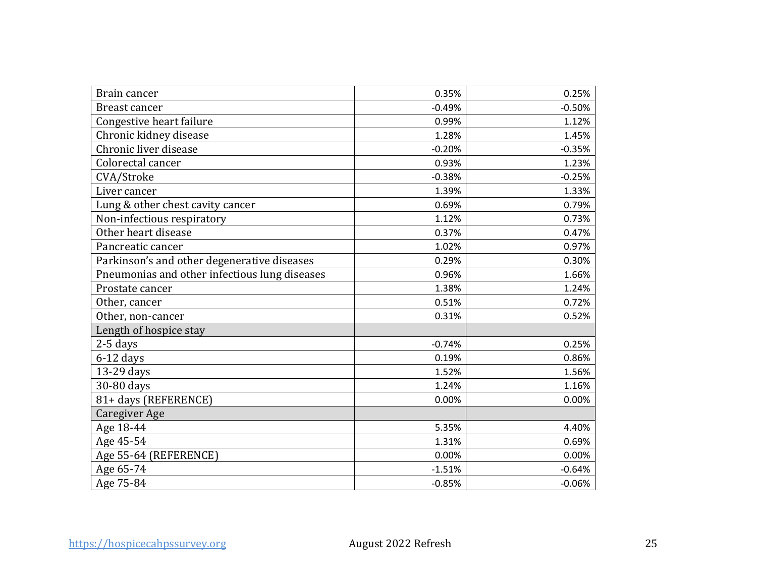| | | |
|---|---|---|
| Brain cancer | 0.35% | 0.25% |
| Breast cancer | -0.49% | -0.50% |
| Congestive heart failure | 0.99% | 1.12% |
| Chronic kidney disease | 1.28% | 1.45% |
| Chronic liver disease | -0.20% | -0.35% |
| Colorectal cancer | 0.93% | 1.23% |
| CVA/Stroke | -0.38% | -0.25% |
| Liver cancer | 1.39% | 1.33% |
| Lung & other chest cavity cancer | 0.69% | 0.79% |
| Non-infectious respiratory | 1.12% | 0.73% |
| Other heart disease | 0.37% | 0.47% |
| Pancreatic cancer | 1.02% | 0.97% |
| Parkinson's and other degenerative diseases | 0.29% | 0.30% |
| Pneumonias and other infectious lung diseases | 0.96% | 1.66% |
| Prostate cancer | 1.38% | 1.24% |
| Other, cancer | 0.51% | 0.72% |
| Other, non-cancer | 0.31% | 0.52% |
| Length of hospice stay | | |
| 2-5 days | -0.74% | 0.25% |
| 6-12 days | 0.19% | 0.86% |
| 13-29 days | 1.52% | 1.56% |
| 30-80 days | 1.24% | 1.16% |
| 81+ days (REFERENCE) | 0.00% | 0.00% |
| Caregiver Age | | |
| Age 18-44 | 5.35% | 4.40% |
| Age 45-54 | 1.31% | 0.69% |
| Age 55-64 (REFERENCE) | 0.00% | 0.00% |
| Age 65-74 | -1.51% | -0.64% |
| Age 75-84 | -0.85% | -0.06% |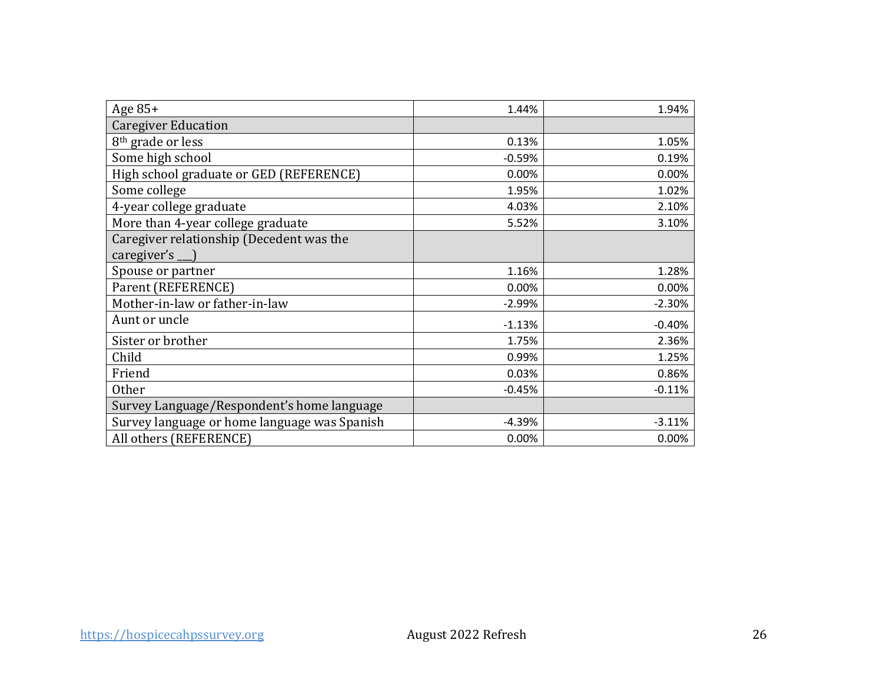| Age 85+ | 1.44% | 1.94% |
|---|---|---|
| Caregiver Education | | |
| 8th grade or less | 0.13% | 1.05% |
| Some high school | -0.59% | 0.19% |
| High school graduate or GED (REFERENCE) | 0.00% | 0.00% |
| Some college | 1.95% | 1.02% |
| 4-year college graduate | 4.03% | 2.10% |
| More than 4-year college graduate | 5.52% | 3.10% |
| Caregiver relationship (Decedent was the caregiver's ___) | | |
| Spouse or partner | 1.16% | 1.28% |
| Parent (REFERENCE) | 0.00% | 0.00% |
| Mother-in-law or father-in-law | -2.99% | -2.30% |
| Aunt or uncle | -1.13% | -0.40% |
| Sister or brother | 1.75% | 2.36% |
| Child | 0.99% | 1.25% |
| Friend | 0.03% | 0.86% |
| Other | -0.45% | -0.11% |
| Survey Language/Respondent's home language | | |
| Survey language or home language was Spanish | -4.39% | -3.11% |
| All others (REFERENCE) | 0.00% | 0.00% |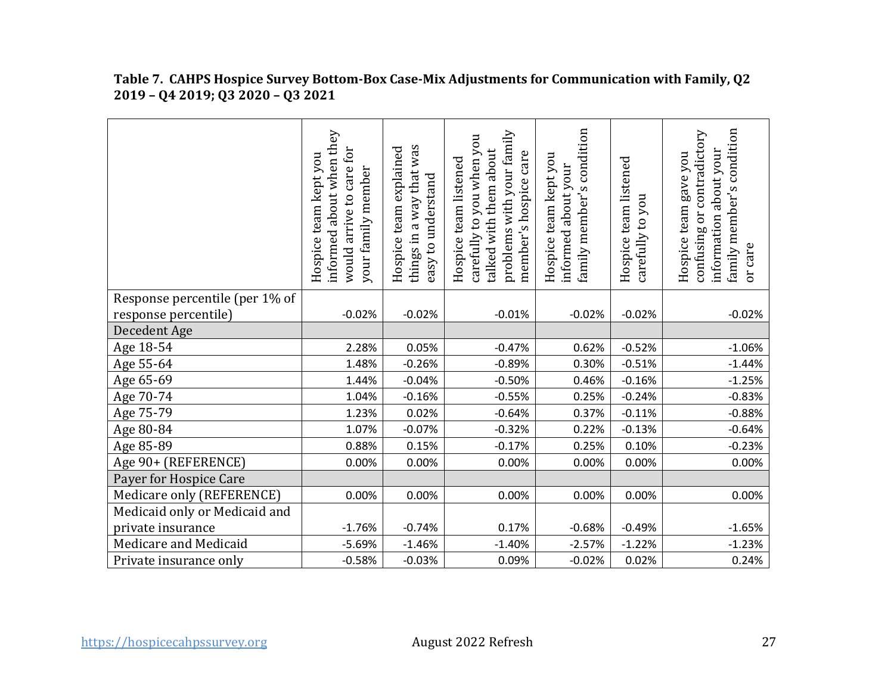**Table 7. CAHPS Hospice Survey Bottom-Box Case-Mix Adjustments for Communication with Family, Q2 2019 – Q4 2019; Q3 2020 – Q3 2021**

| | Hospice team kept you informed about when they would arrive to care for your family member | Hospice team explained things in a way that was easy to understand | Hospice team listened carefully to you when you talked with them about problems with your family member's hospice care | Hospice team kept you informed about your family member's condition | Hospice team listened carefully to you | Hospice team gave you confusing or contradictory information about your family member's condition or care |
|---|---|---|---|---|---|---|
| Response percentile (per 1% of response percentile) | -0.02% | -0.02% | -0.01% | -0.02% | -0.02% | -0.02% |
| Decedent Age | | | | | | |
| Age 18-54 | 2.28% | 0.05% | -0.47% | 0.62% | -0.52% | -1.06% |
| Age 55-64 | 1.48% | -0.26% | -0.89% | 0.30% | -0.51% | -1.44% |
| Age 65-69 | 1.44% | -0.04% | -0.50% | 0.46% | -0.16% | -1.25% |
| Age 70-74 | 1.04% | -0.16% | -0.55% | 0.25% | -0.24% | -0.83% |
| Age 75-79 | 1.23% | 0.02% | -0.64% | 0.37% | -0.11% | -0.88% |
| Age 80-84 | 1.07% | -0.07% | -0.32% | 0.22% | -0.13% | -0.64% |
| Age 85-89 | 0.88% | 0.15% | -0.17% | 0.25% | 0.10% | -0.23% |
| Age 90+ (REFERENCE) | 0.00% | 0.00% | 0.00% | 0.00% | 0.00% | 0.00% |
| Payer for Hospice Care | | | | | | |
| Medicare only (REFERENCE) | 0.00% | 0.00% | 0.00% | 0.00% | 0.00% | 0.00% |
| Medicaid only or Medicaid and private insurance | -1.76% | -0.74% | 0.17% | -0.68% | -0.49% | -1.65% |
| Medicare and Medicaid | -5.69% | -1.46% | -1.40% | -2.57% | -1.22% | -1.23% |
| Private insurance only | -0.58% | -0.03% | 0.09% | -0.02% | 0.02% | 0.24% |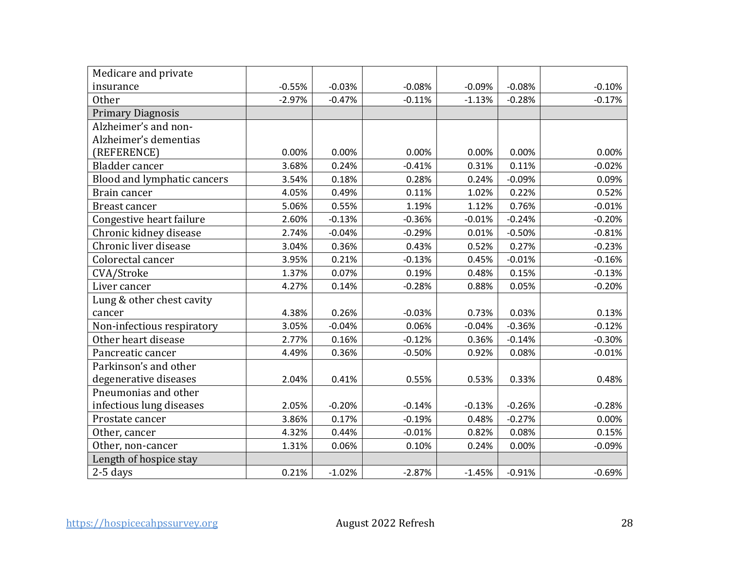| | | | | | | |
|---|---|---|---|---|---|---|
| Medicare and private insurance | -0.55% | -0.03% | -0.08% | -0.09% | -0.08% | -0.10% |
| Other | -2.97% | -0.47% | -0.11% | -1.13% | -0.28% | -0.17% |
| Primary Diagnosis | | | | | | |
| Alzheimer's and non-Alzheimer's dementias (REFERENCE) | 0.00% | 0.00% | 0.00% | 0.00% | 0.00% | 0.00% |
| Bladder cancer | 3.68% | 0.24% | -0.41% | 0.31% | 0.11% | -0.02% |
| Blood and lymphatic cancers | 3.54% | 0.18% | 0.28% | 0.24% | -0.09% | 0.09% |
| Brain cancer | 4.05% | 0.49% | 0.11% | 1.02% | 0.22% | 0.52% |
| Breast cancer | 5.06% | 0.55% | 1.19% | 1.12% | 0.76% | -0.01% |
| Congestive heart failure | 2.60% | -0.13% | -0.36% | -0.01% | -0.24% | -0.20% |
| Chronic kidney disease | 2.74% | -0.04% | -0.29% | 0.01% | -0.50% | -0.81% |
| Chronic liver disease | 3.04% | 0.36% | 0.43% | 0.52% | 0.27% | -0.23% |
| Colorectal cancer | 3.95% | 0.21% | -0.13% | 0.45% | -0.01% | -0.16% |
| CVA/Stroke | 1.37% | 0.07% | 0.19% | 0.48% | 0.15% | -0.13% |
| Liver cancer | 4.27% | 0.14% | -0.28% | 0.88% | 0.05% | -0.20% |
| Lung & other chest cavity cancer | 4.38% | 0.26% | -0.03% | 0.73% | 0.03% | 0.13% |
| Non-infectious respiratory | 3.05% | -0.04% | 0.06% | -0.04% | -0.36% | -0.12% |
| Other heart disease | 2.77% | 0.16% | -0.12% | 0.36% | -0.14% | -0.30% |
| Pancreatic cancer | 4.49% | 0.36% | -0.50% | 0.92% | 0.08% | -0.01% |
| Parkinson's and other degenerative diseases | 2.04% | 0.41% | 0.55% | 0.53% | 0.33% | 0.48% |
| Pneumonias and other infectious lung diseases | 2.05% | -0.20% | -0.14% | -0.13% | -0.26% | -0.28% |
| Prostate cancer | 3.86% | 0.17% | -0.19% | 0.48% | -0.27% | 0.00% |
| Other, cancer | 4.32% | 0.44% | -0.01% | 0.82% | 0.08% | 0.15% |
| Other, non-cancer | 1.31% | 0.06% | 0.10% | 0.24% | 0.00% | -0.09% |
| Length of hospice stay | | | | | | |
| 2-5 days | 0.21% | -1.02% | -2.87% | -1.45% | -0.91% | -0.69% |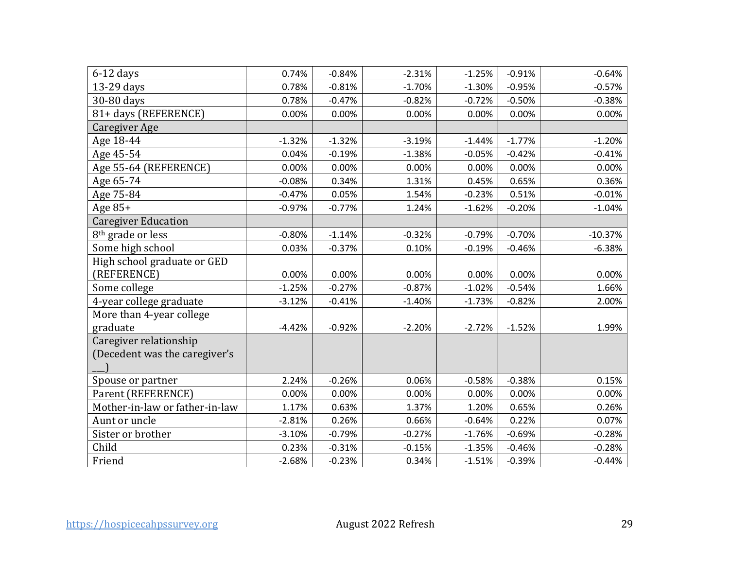| | | | | | | |
|---|---|---|---|---|---|---|
| 6-12 days | 0.74% | -0.84% | -2.31% | -1.25% | -0.91% | -0.64% |
| 13-29 days | 0.78% | -0.81% | -1.70% | -1.30% | -0.95% | -0.57% |
| 30-80 days | 0.78% | -0.47% | -0.82% | -0.72% | -0.50% | -0.38% |
| 81+ days (REFERENCE) | 0.00% | 0.00% | 0.00% | 0.00% | 0.00% | 0.00% |
| Caregiver Age | | | | | | |
| Age 18-44 | -1.32% | -1.32% | -3.19% | -1.44% | -1.77% | -1.20% |
| Age 45-54 | 0.04% | -0.19% | -1.38% | -0.05% | -0.42% | -0.41% |
| Age 55-64 (REFERENCE) | 0.00% | 0.00% | 0.00% | 0.00% | 0.00% | 0.00% |
| Age 65-74 | -0.08% | 0.34% | 1.31% | 0.45% | 0.65% | 0.36% |
| Age 75-84 | -0.47% | 0.05% | 1.54% | -0.23% | 0.51% | -0.01% |
| Age 85+ | -0.97% | -0.77% | 1.24% | -1.62% | -0.20% | -1.04% |
| Caregiver Education | | | | | | |
| 8th grade or less | -0.80% | -1.14% | -0.32% | -0.79% | -0.70% | -10.37% |
| Some high school | 0.03% | -0.37% | 0.10% | -0.19% | -0.46% | -6.38% |
| High school graduate or GED (REFERENCE) | 0.00% | 0.00% | 0.00% | 0.00% | 0.00% | 0.00% |
| Some college | -1.25% | -0.27% | -0.87% | -1.02% | -0.54% | 1.66% |
| 4-year college graduate | -3.12% | -0.41% | -1.40% | -1.73% | -0.82% | 2.00% |
| More than 4-year college graduate | -4.42% | -0.92% | -2.20% | -2.72% | -1.52% | 1.99% |
| Caregiver relationship (Decedent was the caregiver's ___) | | | | | | |
| Spouse or partner | 2.24% | -0.26% | 0.06% | -0.58% | -0.38% | 0.15% |
| Parent (REFERENCE) | 0.00% | 0.00% | 0.00% | 0.00% | 0.00% | 0.00% |
| Mother-in-law or father-in-law | 1.17% | 0.63% | 1.37% | 1.20% | 0.65% | 0.26% |
| Aunt or uncle | -2.81% | 0.26% | 0.66% | -0.64% | 0.22% | 0.07% |
| Sister or brother | -3.10% | -0.79% | -0.27% | -1.76% | -0.69% | -0.28% |
| Child | 0.23% | -0.31% | -0.15% | -1.35% | -0.46% | -0.28% |
| Friend | -2.68% | -0.23% | 0.34% | -1.51% | -0.39% | -0.44% |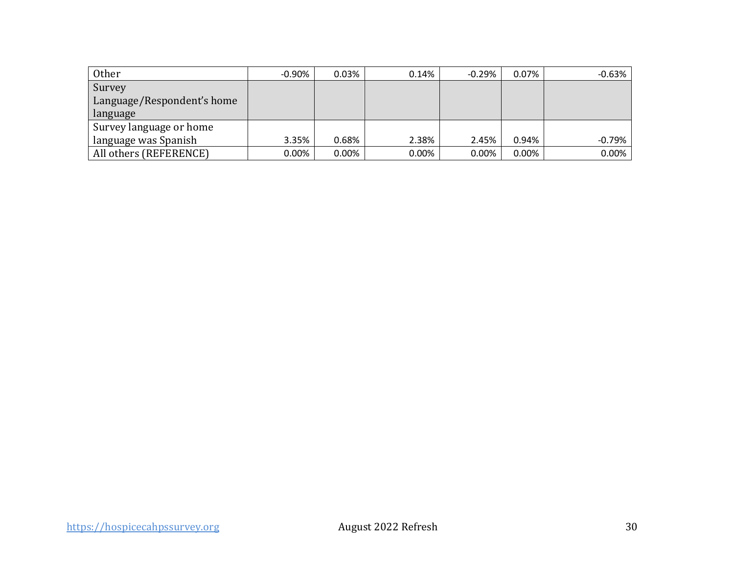| | | | | | | |
|---|---|---|---|---|---|---|
| Other | -0.90% | 0.03% | 0.14% | -0.29% | 0.07% | -0.63% |
| Survey Language/Respondent's home language | | | | | | |
| Survey language or home language was Spanish | 3.35% | 0.68% | 2.38% | 2.45% | 0.94% | -0.79% |
| All others (REFERENCE) | 0.00% | 0.00% | 0.00% | 0.00% | 0.00% | 0.00% |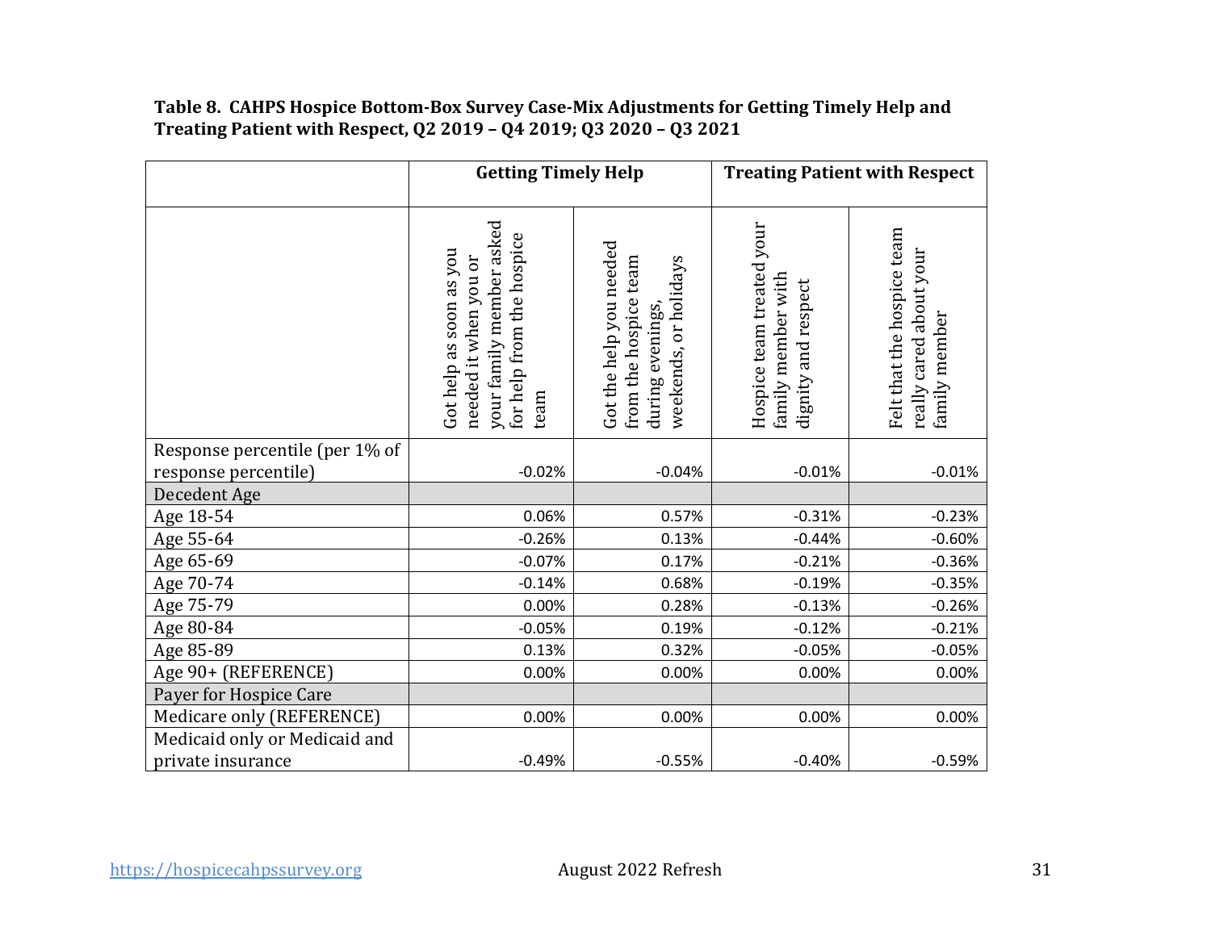**Table 8. CAHPS Hospice Bottom-Box Survey Case-Mix Adjustments for Getting Timely Help and Treating Patient with Respect, Q2 2019 – Q4 2019; Q3 2020 – Q3 2021**

| | Getting Timely Help | | Treating Patient with Respect | |
|---|---|---|---|---|
| | Got help as soon as you needed it when you or your family member asked for help from the hospice team | Got the help you needed from the hospice team during evenings, weekends, or holidays | Hospice team treated your family member with dignity and respect | Felt that the hospice team really cared about your family member |
| Response percentile (per 1% of response percentile) | -0.02% | -0.04% | -0.01% | -0.01% |
| Decedent Age | | | | |
| Age 18-54 | 0.06% | 0.57% | -0.31% | -0.23% |
| Age 55-64 | -0.26% | 0.13% | -0.44% | -0.60% |
| Age 65-69 | -0.07% | 0.17% | -0.21% | -0.36% |
| Age 70-74 | -0.14% | 0.68% | -0.19% | -0.35% |
| Age 75-79 | 0.00% | 0.28% | -0.13% | -0.26% |
| Age 80-84 | -0.05% | 0.19% | -0.12% | -0.21% |
| Age 85-89 | 0.13% | 0.32% | -0.05% | -0.05% |
| Age 90+ (REFERENCE) | 0.00% | 0.00% | 0.00% | 0.00% |
| Payer for Hospice Care | | | | |
| Medicare only (REFERENCE) | 0.00% | 0.00% | 0.00% | 0.00% |
| Medicaid only or Medicaid and private insurance | -0.49% | -0.55% | -0.40% | -0.59% |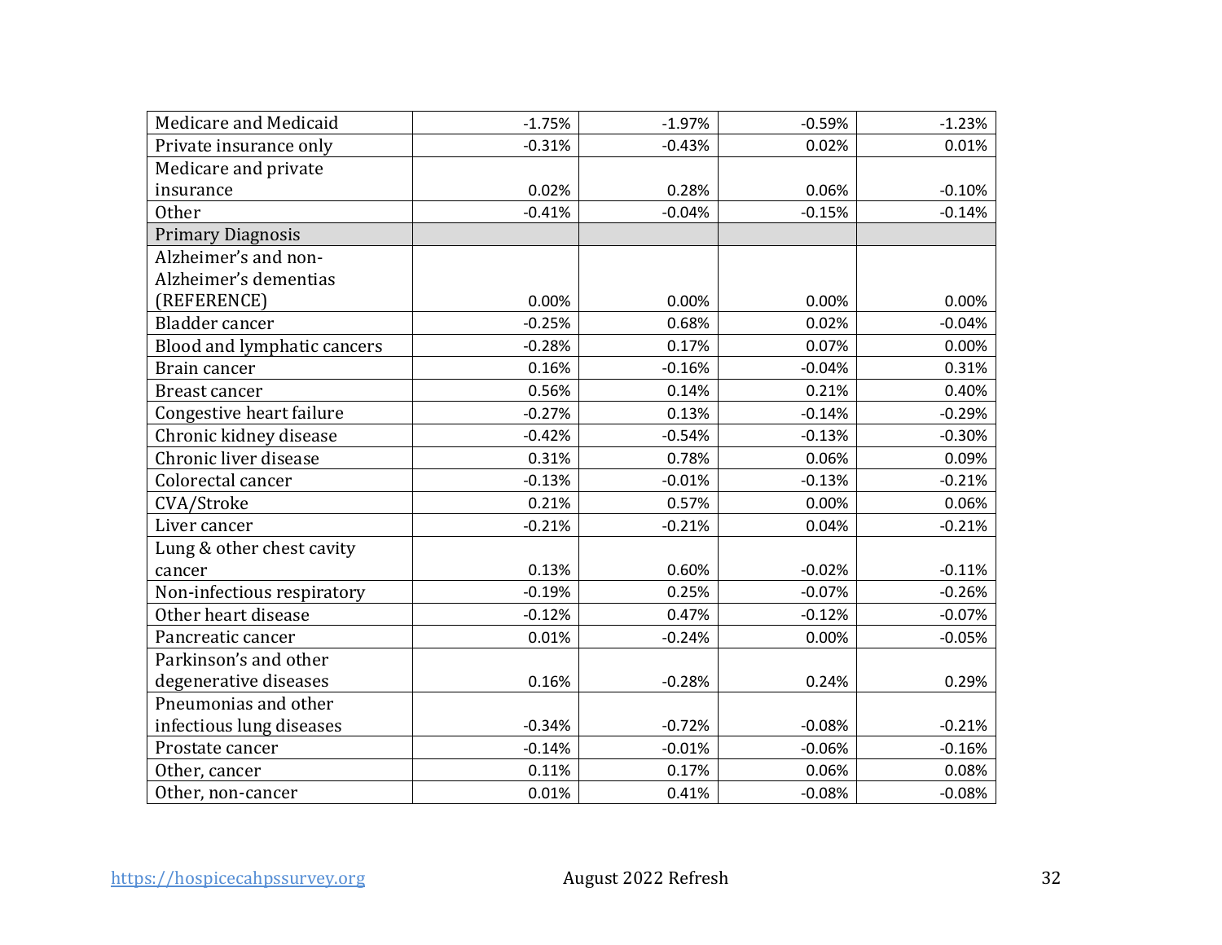| | | | | |
|---|---|---|---|---|
| Medicare and Medicaid | -1.75% | -1.97% | -0.59% | -1.23% |
| Private insurance only | -0.31% | -0.43% | 0.02% | 0.01% |
| Medicare and private insurance | 0.02% | 0.28% | 0.06% | -0.10% |
| Other | -0.41% | -0.04% | -0.15% | -0.14% |
| Primary Diagnosis | | | | |
| Alzheimer's and non-Alzheimer's dementias (REFERENCE) | 0.00% | 0.00% | 0.00% | 0.00% |
| Bladder cancer | -0.25% | 0.68% | 0.02% | -0.04% |
| Blood and lymphatic cancers | -0.28% | 0.17% | 0.07% | 0.00% |
| Brain cancer | 0.16% | -0.16% | -0.04% | 0.31% |
| Breast cancer | 0.56% | 0.14% | 0.21% | 0.40% |
| Congestive heart failure | -0.27% | 0.13% | -0.14% | -0.29% |
| Chronic kidney disease | -0.42% | -0.54% | -0.13% | -0.30% |
| Chronic liver disease | 0.31% | 0.78% | 0.06% | 0.09% |
| Colorectal cancer | -0.13% | -0.01% | -0.13% | -0.21% |
| CVA/Stroke | 0.21% | 0.57% | 0.00% | 0.06% |
| Liver cancer | -0.21% | -0.21% | 0.04% | -0.21% |
| Lung & other chest cavity cancer | 0.13% | 0.60% | -0.02% | -0.11% |
| Non-infectious respiratory | -0.19% | 0.25% | -0.07% | -0.26% |
| Other heart disease | -0.12% | 0.47% | -0.12% | -0.07% |
| Pancreatic cancer | 0.01% | -0.24% | 0.00% | -0.05% |
| Parkinson's and other degenerative diseases | 0.16% | -0.28% | 0.24% | 0.29% |
| Pneumonias and other infectious lung diseases | -0.34% | -0.72% | -0.08% | -0.21% |
| Prostate cancer | -0.14% | -0.01% | -0.06% | -0.16% |
| Other, cancer | 0.11% | 0.17% | 0.06% | 0.08% |
| Other, non-cancer | 0.01% | 0.41% | -0.08% | -0.08% |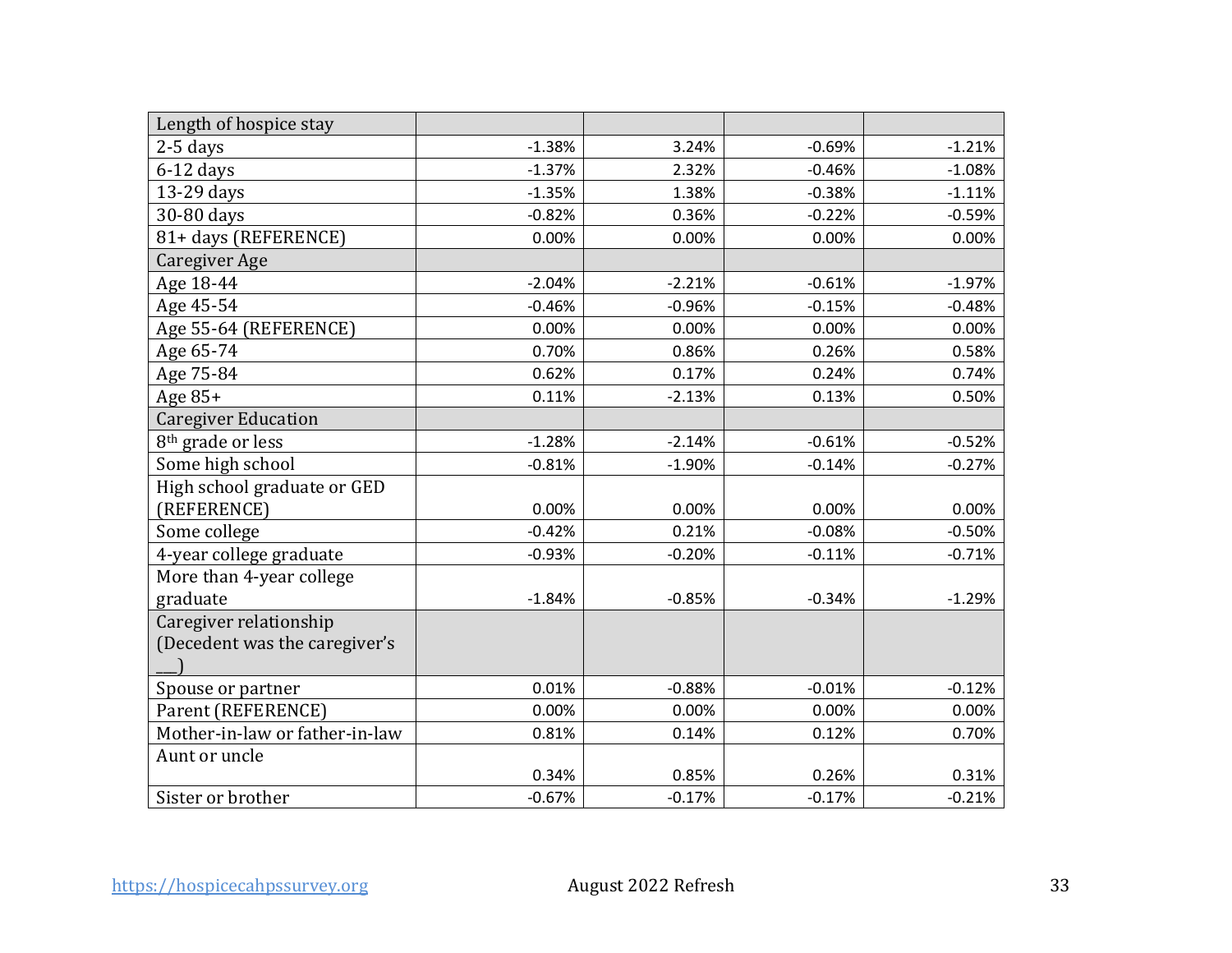| Length of hospice stay | | | | |
|---|---|---|---|---|
| 2-5 days | -1.38% | 3.24% | -0.69% | -1.21% |
| 6-12 days | -1.37% | 2.32% | -0.46% | -1.08% |
| 13-29 days | -1.35% | 1.38% | -0.38% | -1.11% |
| 30-80 days | -0.82% | 0.36% | -0.22% | -0.59% |
| 81+ days (REFERENCE) | 0.00% | 0.00% | 0.00% | 0.00% |
| Caregiver Age | | | | |
| Age 18-44 | -2.04% | -2.21% | -0.61% | -1.97% |
| Age 45-54 | -0.46% | -0.96% | -0.15% | -0.48% |
| Age 55-64 (REFERENCE) | 0.00% | 0.00% | 0.00% | 0.00% |
| Age 65-74 | 0.70% | 0.86% | 0.26% | 0.58% |
| Age 75-84 | 0.62% | 0.17% | 0.24% | 0.74% |
| Age 85+ | 0.11% | -2.13% | 0.13% | 0.50% |
| Caregiver Education | | | | |
| 8th grade or less | -1.28% | -2.14% | -0.61% | -0.52% |
| Some high school | -0.81% | -1.90% | -0.14% | -0.27% |
| High school graduate or GED (REFERENCE) | 0.00% | 0.00% | 0.00% | 0.00% |
| Some college | -0.42% | 0.21% | -0.08% | -0.50% |
| 4-year college graduate | -0.93% | -0.20% | -0.11% | -0.71% |
| More than 4-year college graduate | -1.84% | -0.85% | -0.34% | -1.29% |
| Caregiver relationship (Decedent was the caregiver's ___) | | | | |
| Spouse or partner | 0.01% | -0.88% | -0.01% | -0.12% |
| Parent (REFERENCE) | 0.00% | 0.00% | 0.00% | 0.00% |
| Mother-in-law or father-in-law | 0.81% | 0.14% | 0.12% | 0.70% |
| Aunt or uncle | 0.34% | 0.85% | 0.26% | 0.31% |
| Sister or brother | -0.67% | -0.17% | -0.17% | -0.21% |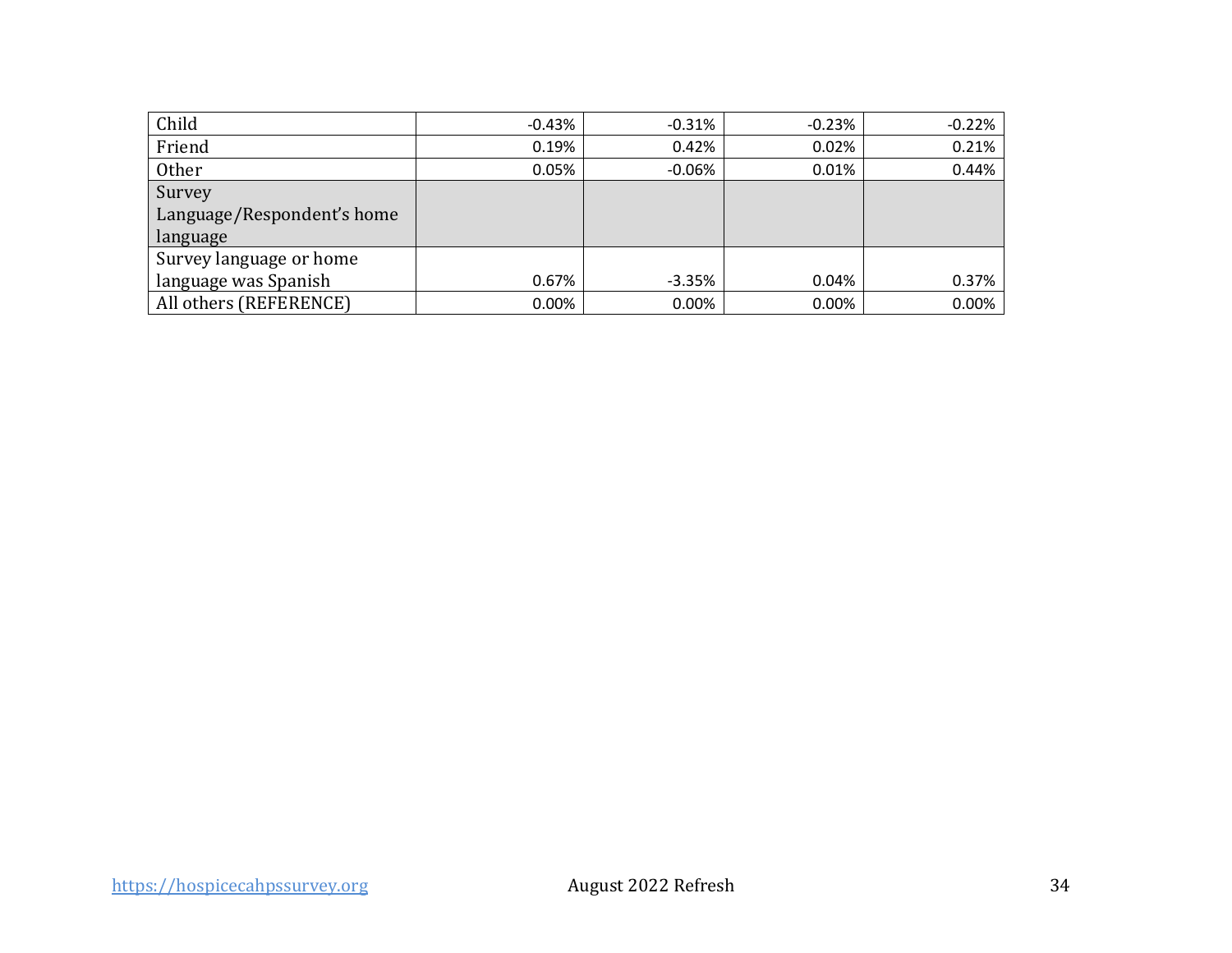| | | | | |
|---|---|---|---|---|
| Child | -0.43% | -0.31% | -0.23% | -0.22% |
| Friend | 0.19% | 0.42% | 0.02% | 0.21% |
| Other | 0.05% | -0.06% | 0.01% | 0.44% |
| Survey Language/Respondent's home language | | | | |
| Survey language or home language was Spanish | 0.67% | -3.35% | 0.04% | 0.37% |
| All others (REFERENCE) | 0.00% | 0.00% | 0.00% | 0.00% |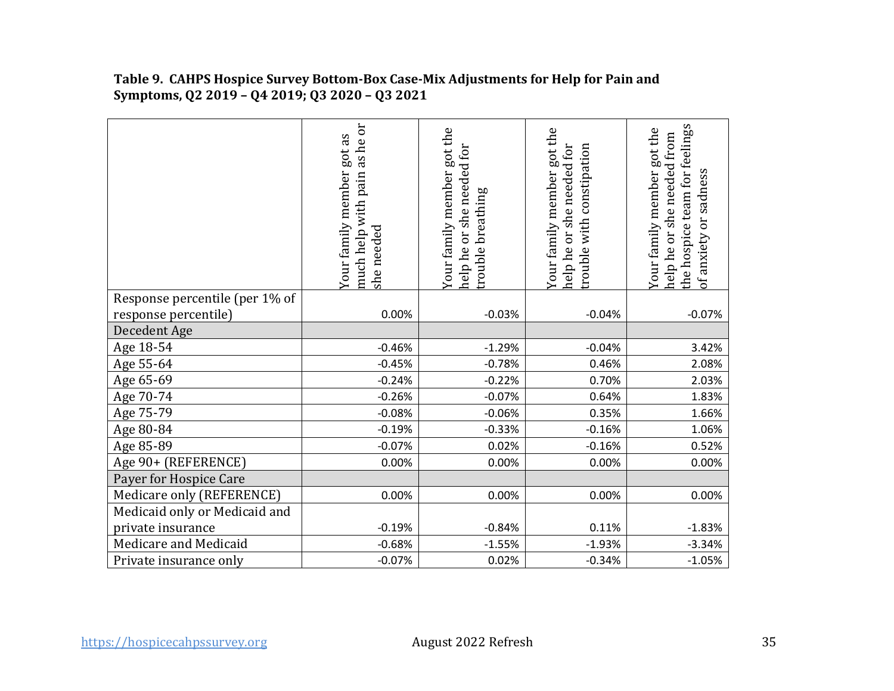**Table 9. CAHPS Hospice Survey Bottom-Box Case-Mix Adjustments for Help for Pain and Symptoms, Q2 2019 – Q4 2019; Q3 2020 – Q3 2021**

| | Your family member got as much help with pain as he or she needed | Your family member got the help he or she needed for trouble breathing | Your family member got the help he or she needed for trouble with constipation | Your family member got the help he or she needed from the hospice team for feelings of anxiety or sadness |
|---|---|---|---|---|
| Response percentile (per 1% of response percentile) | 0.00% | -0.03% | -0.04% | -0.07% |
| Decedent Age | | | | |
| Age 18-54 | -0.46% | -1.29% | -0.04% | 3.42% |
| Age 55-64 | -0.45% | -0.78% | 0.46% | 2.08% |
| Age 65-69 | -0.24% | -0.22% | 0.70% | 2.03% |
| Age 70-74 | -0.26% | -0.07% | 0.64% | 1.83% |
| Age 75-79 | -0.08% | -0.06% | 0.35% | 1.66% |
| Age 80-84 | -0.19% | -0.33% | -0.16% | 1.06% |
| Age 85-89 | -0.07% | 0.02% | -0.16% | 0.52% |
| Age 90+ (REFERENCE) | 0.00% | 0.00% | 0.00% | 0.00% |
| Payer for Hospice Care | | | | |
| Medicare only (REFERENCE) | 0.00% | 0.00% | 0.00% | 0.00% |
| Medicaid only or Medicaid and private insurance | -0.19% | -0.84% | 0.11% | -1.83% |
| Medicare and Medicaid | -0.68% | -1.55% | -1.93% | -3.34% |
| Private insurance only | -0.07% | 0.02% | -0.34% | -1.05% |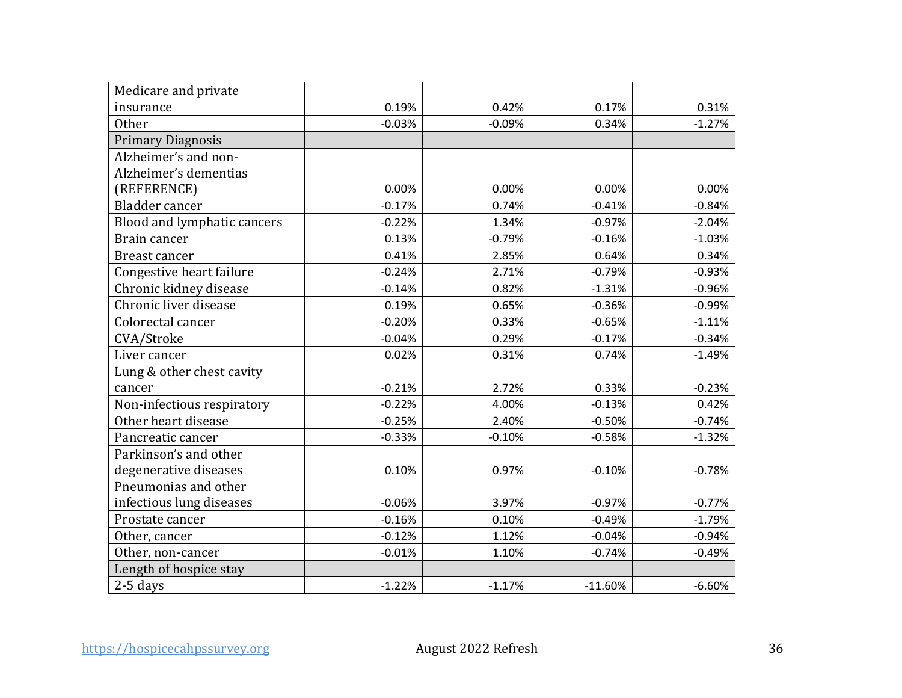| | | | | |
|---|---|---|---|---|
| Medicare and private insurance | 0.19% | 0.42% | 0.17% | 0.31% |
| Other | -0.03% | -0.09% | 0.34% | -1.27% |
| Primary Diagnosis | | | | |
| Alzheimer's and non-Alzheimer's dementias (REFERENCE) | 0.00% | 0.00% | 0.00% | 0.00% |
| Bladder cancer | -0.17% | 0.74% | -0.41% | -0.84% |
| Blood and lymphatic cancers | -0.22% | 1.34% | -0.97% | -2.04% |
| Brain cancer | 0.13% | -0.79% | -0.16% | -1.03% |
| Breast cancer | 0.41% | 2.85% | 0.64% | 0.34% |
| Congestive heart failure | -0.24% | 2.71% | -0.79% | -0.93% |
| Chronic kidney disease | -0.14% | 0.82% | -1.31% | -0.96% |
| Chronic liver disease | 0.19% | 0.65% | -0.36% | -0.99% |
| Colorectal cancer | -0.20% | 0.33% | -0.65% | -1.11% |
| CVA/Stroke | -0.04% | 0.29% | -0.17% | -0.34% |
| Liver cancer | 0.02% | 0.31% | 0.74% | -1.49% |
| Lung & other chest cavity cancer | -0.21% | 2.72% | 0.33% | -0.23% |
| Non-infectious respiratory | -0.22% | 4.00% | -0.13% | 0.42% |
| Other heart disease | -0.25% | 2.40% | -0.50% | -0.74% |
| Pancreatic cancer | -0.33% | -0.10% | -0.58% | -1.32% |
| Parkinson's and other degenerative diseases | 0.10% | 0.97% | -0.10% | -0.78% |
| Pneumonias and other infectious lung diseases | -0.06% | 3.97% | -0.97% | -0.77% |
| Prostate cancer | -0.16% | 0.10% | -0.49% | -1.79% |
| Other, cancer | -0.12% | 1.12% | -0.04% | -0.94% |
| Other, non-cancer | -0.01% | 1.10% | -0.74% | -0.49% |
| Length of hospice stay | | | | |
| 2-5 days | -1.22% | -1.17% | -11.60% | -6.60% |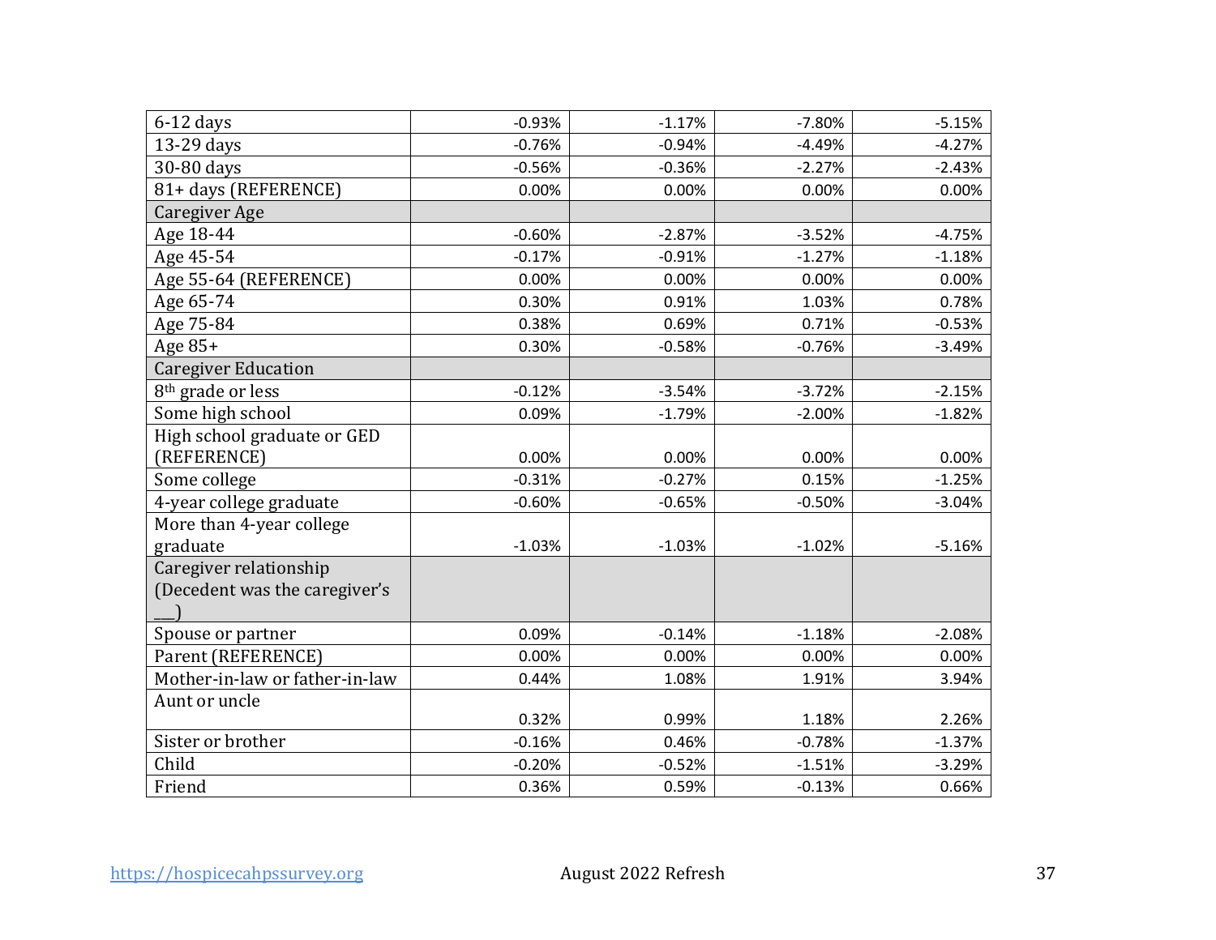| | | | | |
|---|---|---|---|---|
| 6-12 days | -0.93% | -1.17% | -7.80% | -5.15% |
| 13-29 days | -0.76% | -0.94% | -4.49% | -4.27% |
| 30-80 days | -0.56% | -0.36% | -2.27% | -2.43% |
| 81+ days (REFERENCE) | 0.00% | 0.00% | 0.00% | 0.00% |
| Caregiver Age | | | | |
| Age 18-44 | -0.60% | -2.87% | -3.52% | -4.75% |
| Age 45-54 | -0.17% | -0.91% | -1.27% | -1.18% |
| Age 55-64 (REFERENCE) | 0.00% | 0.00% | 0.00% | 0.00% |
| Age 65-74 | 0.30% | 0.91% | 1.03% | 0.78% |
| Age 75-84 | 0.38% | 0.69% | 0.71% | -0.53% |
| Age 85+ | 0.30% | -0.58% | -0.76% | -3.49% |
| Caregiver Education | | | | |
| 8th grade or less | -0.12% | -3.54% | -3.72% | -2.15% |
| Some high school | 0.09% | -1.79% | -2.00% | -1.82% |
| High school graduate or GED (REFERENCE) | 0.00% | 0.00% | 0.00% | 0.00% |
| Some college | -0.31% | -0.27% | 0.15% | -1.25% |
| 4-year college graduate | -0.60% | -0.65% | -0.50% | -3.04% |
| More than 4-year college graduate | -1.03% | -1.03% | -1.02% | -5.16% |
| Caregiver relationship (Decedent was the caregiver's ___) | | | | |
| Spouse or partner | 0.09% | -0.14% | -1.18% | -2.08% |
| Parent (REFERENCE) | 0.00% | 0.00% | 0.00% | 0.00% |
| Mother-in-law or father-in-law | 0.44% | 1.08% | 1.91% | 3.94% |
| Aunt or uncle | 0.32% | 0.99% | 1.18% | 2.26% |
| Sister or brother | -0.16% | 0.46% | -0.78% | -1.37% |
| Child | -0.20% | -0.52% | -1.51% | -3.29% |
| Friend | 0.36% | 0.59% | -0.13% | 0.66% |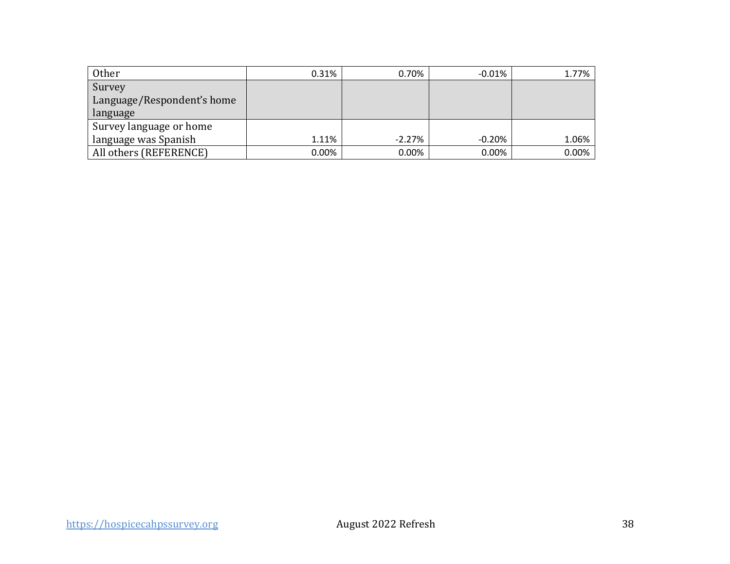| | | | | |
|---|---|---|---|---|
| Other | 0.31% | 0.70% | -0.01% | 1.77% |
| Survey Language/Respondent's home language | | | | |
| Survey language or home language was Spanish | 1.11% | -2.27% | -0.20% | 1.06% |
| All others (REFERENCE) | 0.00% | 0.00% | 0.00% | 0.00% |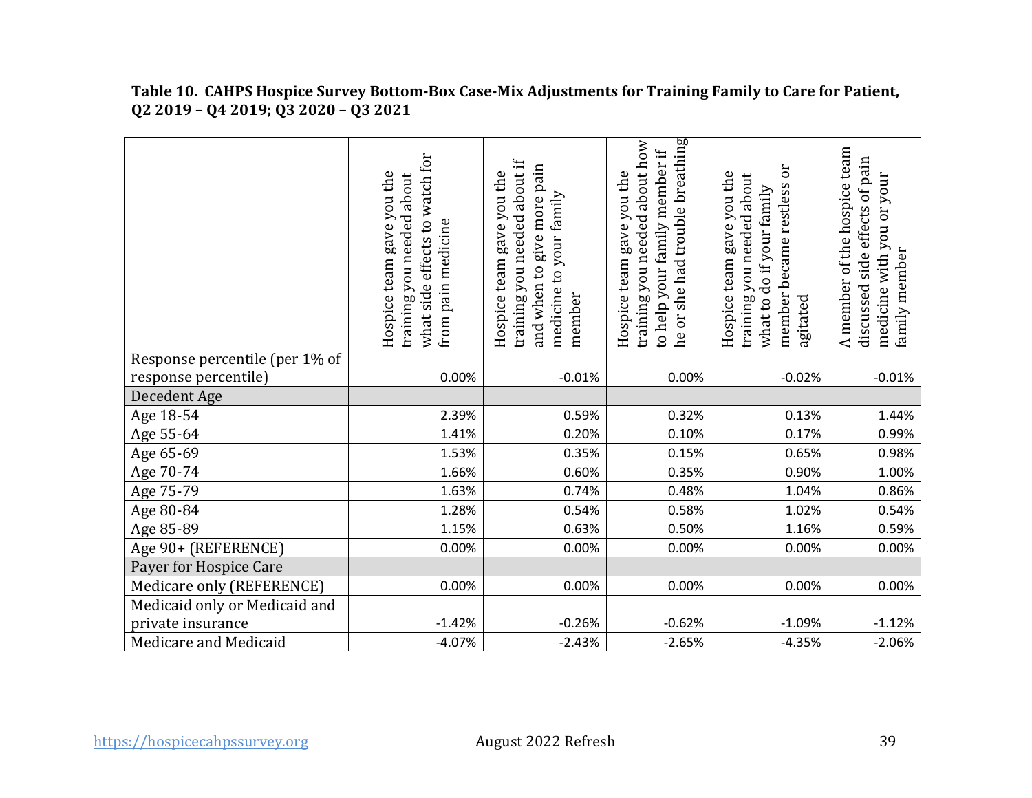**Table 10. CAHPS Hospice Survey Bottom-Box Case-Mix Adjustments for Training Family to Care for Patient, Q2 2019 – Q4 2019; Q3 2020 – Q3 2021**

| | Hospice team gave you the training you needed about what side effects to watch for from pain medicine | Hospice team gave you the training you needed about if and when to give more pain medicine to your family member | Hospice team gave you the training you needed about how to help your family member if he or she had trouble breathing | Hospice team gave you the training you needed about what to do if your family member became restless or agitated | A member of the hospice team discussed side effects of pain medicine with you or your family member |
|---|---|---|---|---|---|
| Response percentile (per 1% of response percentile) | 0.00% | -0.01% | 0.00% | -0.02% | -0.01% |
| Decedent Age | | | | | |
| Age 18-54 | 2.39% | 0.59% | 0.32% | 0.13% | 1.44% |
| Age 55-64 | 1.41% | 0.20% | 0.10% | 0.17% | 0.99% |
| Age 65-69 | 1.53% | 0.35% | 0.15% | 0.65% | 0.98% |
| Age 70-74 | 1.66% | 0.60% | 0.35% | 0.90% | 1.00% |
| Age 75-79 | 1.63% | 0.74% | 0.48% | 1.04% | 0.86% |
| Age 80-84 | 1.28% | 0.54% | 0.58% | 1.02% | 0.54% |
| Age 85-89 | 1.15% | 0.63% | 0.50% | 1.16% | 0.59% |
| Age 90+ (REFERENCE) | 0.00% | 0.00% | 0.00% | 0.00% | 0.00% |
| Payer for Hospice Care | | | | | |
| Medicare only (REFERENCE) | 0.00% | 0.00% | 0.00% | 0.00% | 0.00% |
| Medicaid only or Medicaid and private insurance | -1.42% | -0.26% | -0.62% | -1.09% | -1.12% |
| Medicare and Medicaid | -4.07% | -2.43% | -2.65% | -4.35% | -2.06% |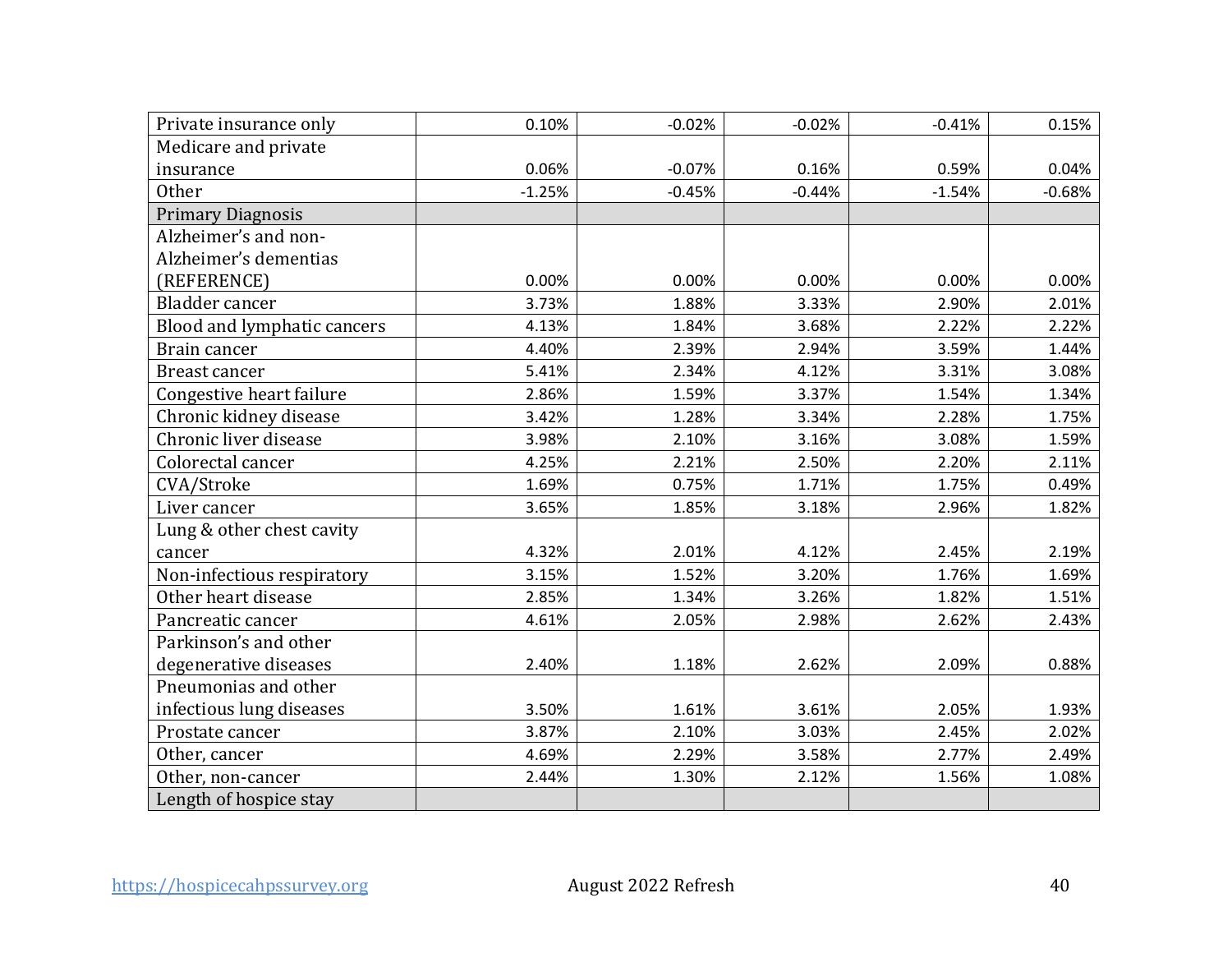| | | | | | |
|---|---|---|---|---|---|
| Private insurance only | 0.10% | -0.02% | -0.02% | -0.41% | 0.15% |
| Medicare and private insurance | 0.06% | -0.07% | 0.16% | 0.59% | 0.04% |
| Other | -1.25% | -0.45% | -0.44% | -1.54% | -0.68% |
| Primary Diagnosis | | | | | |
| Alzheimer's and non-Alzheimer's dementias (REFERENCE) | 0.00% | 0.00% | 0.00% | 0.00% | 0.00% |
| Bladder cancer | 3.73% | 1.88% | 3.33% | 2.90% | 2.01% |
| Blood and lymphatic cancers | 4.13% | 1.84% | 3.68% | 2.22% | 2.22% |
| Brain cancer | 4.40% | 2.39% | 2.94% | 3.59% | 1.44% |
| Breast cancer | 5.41% | 2.34% | 4.12% | 3.31% | 3.08% |
| Congestive heart failure | 2.86% | 1.59% | 3.37% | 1.54% | 1.34% |
| Chronic kidney disease | 3.42% | 1.28% | 3.34% | 2.28% | 1.75% |
| Chronic liver disease | 3.98% | 2.10% | 3.16% | 3.08% | 1.59% |
| Colorectal cancer | 4.25% | 2.21% | 2.50% | 2.20% | 2.11% |
| CVA/Stroke | 1.69% | 0.75% | 1.71% | 1.75% | 0.49% |
| Liver cancer | 3.65% | 1.85% | 3.18% | 2.96% | 1.82% |
| Lung & other chest cavity cancer | 4.32% | 2.01% | 4.12% | 2.45% | 2.19% |
| Non-infectious respiratory | 3.15% | 1.52% | 3.20% | 1.76% | 1.69% |
| Other heart disease | 2.85% | 1.34% | 3.26% | 1.82% | 1.51% |
| Pancreatic cancer | 4.61% | 2.05% | 2.98% | 2.62% | 2.43% |
| Parkinson's and other degenerative diseases | 2.40% | 1.18% | 2.62% | 2.09% | 0.88% |
| Pneumonias and other infectious lung diseases | 3.50% | 1.61% | 3.61% | 2.05% | 1.93% |
| Prostate cancer | 3.87% | 2.10% | 3.03% | 2.45% | 2.02% |
| Other, cancer | 4.69% | 2.29% | 3.58% | 2.77% | 2.49% |
| Other, non-cancer | 2.44% | 1.30% | 2.12% | 1.56% | 1.08% |
| Length of hospice stay | | | | | |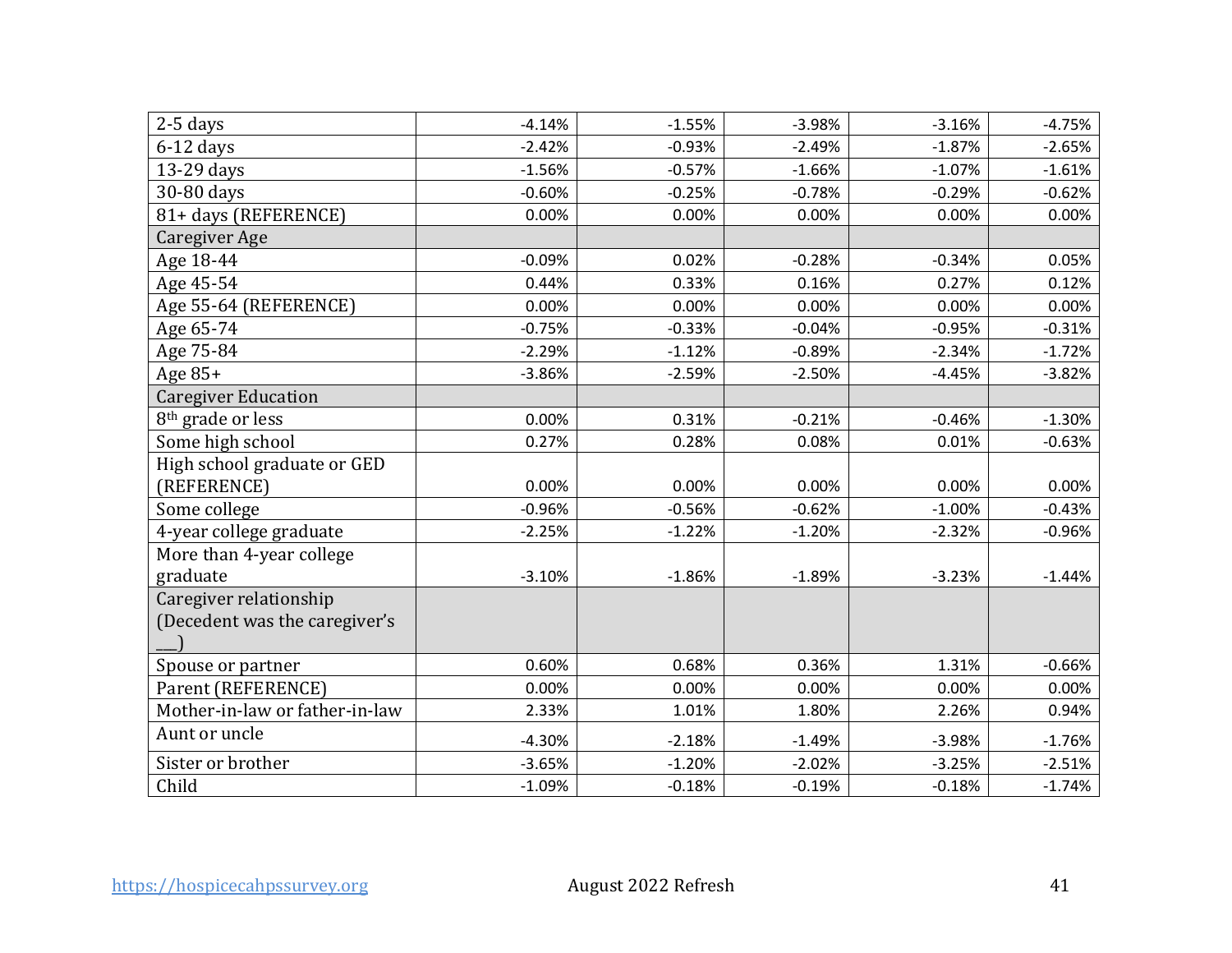| | | | | | |
|---|---|---|---|---|---|
| 2-5 days | -4.14% | -1.55% | -3.98% | -3.16% | -4.75% |
| 6-12 days | -2.42% | -0.93% | -2.49% | -1.87% | -2.65% |
| 13-29 days | -1.56% | -0.57% | -1.66% | -1.07% | -1.61% |
| 30-80 days | -0.60% | -0.25% | -0.78% | -0.29% | -0.62% |
| 81+ days (REFERENCE) | 0.00% | 0.00% | 0.00% | 0.00% | 0.00% |
| Caregiver Age | | | | | |
| Age 18-44 | -0.09% | 0.02% | -0.28% | -0.34% | 0.05% |
| Age 45-54 | 0.44% | 0.33% | 0.16% | 0.27% | 0.12% |
| Age 55-64 (REFERENCE) | 0.00% | 0.00% | 0.00% | 0.00% | 0.00% |
| Age 65-74 | -0.75% | -0.33% | -0.04% | -0.95% | -0.31% |
| Age 75-84 | -2.29% | -1.12% | -0.89% | -2.34% | -1.72% |
| Age 85+ | -3.86% | -2.59% | -2.50% | -4.45% | -3.82% |
| Caregiver Education | | | | | |
| 8th grade or less | 0.00% | 0.31% | -0.21% | -0.46% | -1.30% |
| Some high school | 0.27% | 0.28% | 0.08% | 0.01% | -0.63% |
| High school graduate or GED (REFERENCE) | 0.00% | 0.00% | 0.00% | 0.00% | 0.00% |
| Some college | -0.96% | -0.56% | -0.62% | -1.00% | -0.43% |
| 4-year college graduate | -2.25% | -1.22% | -1.20% | -2.32% | -0.96% |
| More than 4-year college graduate | -3.10% | -1.86% | -1.89% | -3.23% | -1.44% |
| Caregiver relationship (Decedent was the caregiver's ___) | | | | | |
| Spouse or partner | 0.60% | 0.68% | 0.36% | 1.31% | -0.66% |
| Parent (REFERENCE) | 0.00% | 0.00% | 0.00% | 0.00% | 0.00% |
| Mother-in-law or father-in-law | 2.33% | 1.01% | 1.80% | 2.26% | 0.94% |
| Aunt or uncle | -4.30% | -2.18% | -1.49% | -3.98% | -1.76% |
| Sister or brother | -3.65% | -1.20% | -2.02% | -3.25% | -2.51% |
| Child | -1.09% | -0.18% | -0.19% | -0.18% | -1.74% |

https://hospicecahpssurvey.org August 2022 Refresh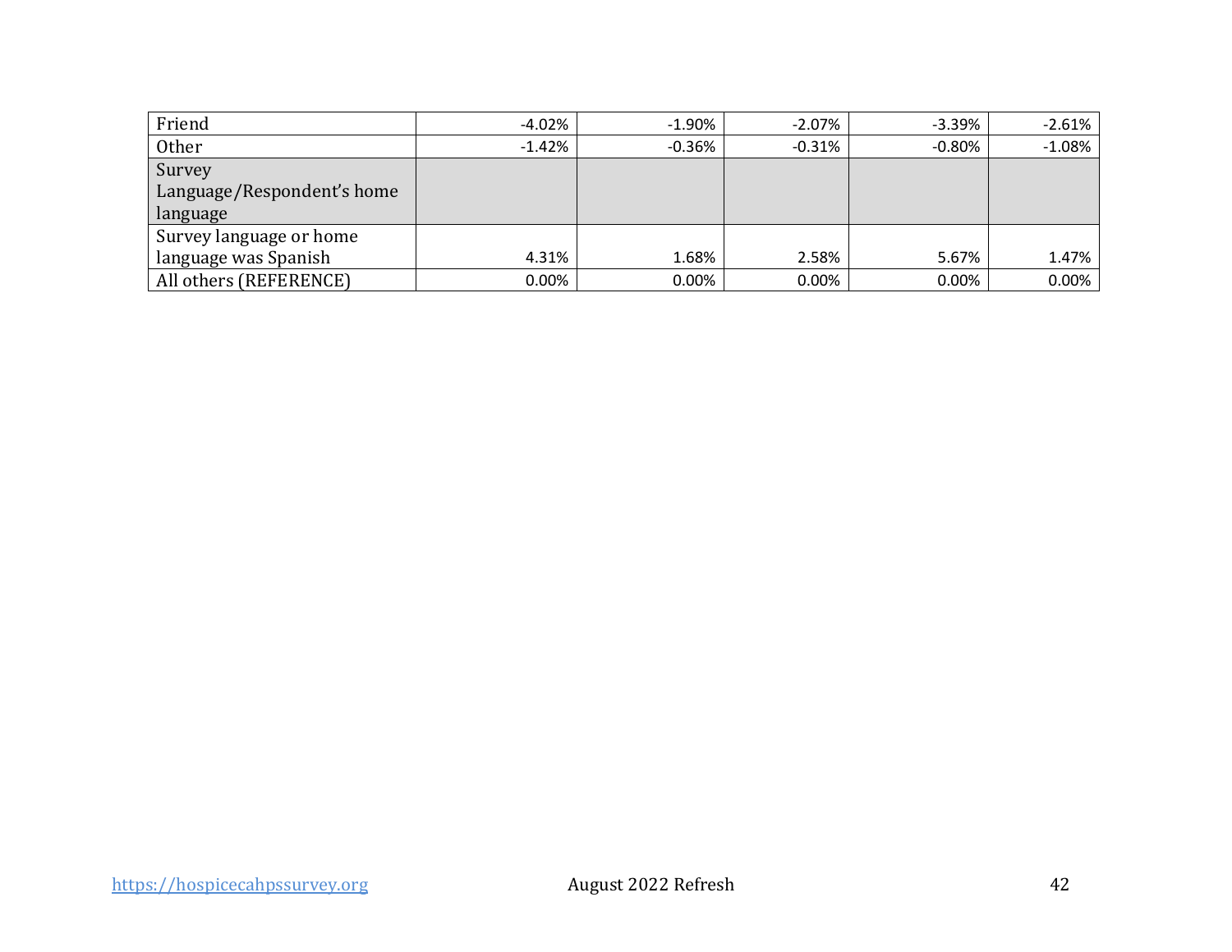| | | | | | |
|---|---|---|---|---|---|
| Friend | -4.02% | -1.90% | -2.07% | -3.39% | -2.61% |
| Other | -1.42% | -0.36% | -0.31% | -0.80% | -1.08% |
| Survey Language/Respondent's home language | | | | | |
| Survey language or home language was Spanish | 4.31% | 1.68% | 2.58% | 5.67% | 1.47% |
| All others (REFERENCE) | 0.00% | 0.00% | 0.00% | 0.00% | 0.00% |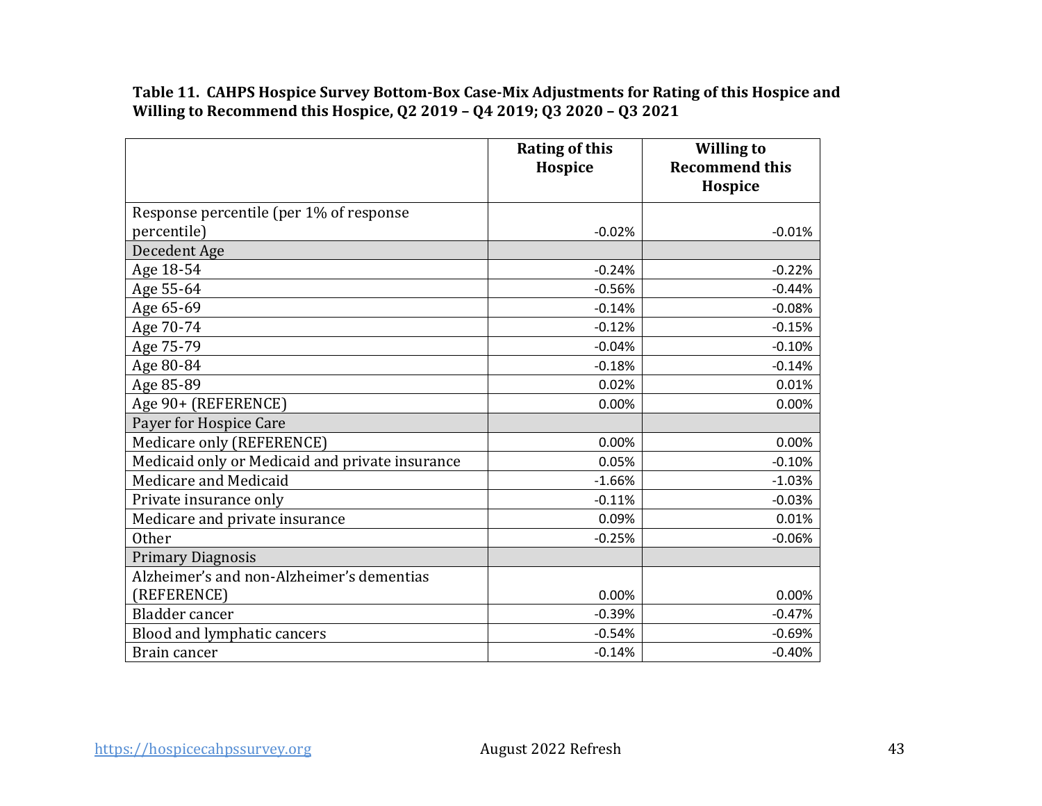**Table 11. CAHPS Hospice Survey Bottom-Box Case-Mix Adjustments for Rating of this Hospice and Willing to Recommend this Hospice, Q2 2019 – Q4 2019; Q3 2020 – Q3 2021**

| | Rating of this Hospice | Willing to Recommend this Hospice |
|---|---|---|
| Response percentile (per 1% of response percentile) | -0.02% | -0.01% |
| Decedent Age | | |
| Age 18-54 | -0.24% | -0.22% |
| Age 55-64 | -0.56% | -0.44% |
| Age 65-69 | -0.14% | -0.08% |
| Age 70-74 | -0.12% | -0.15% |
| Age 75-79 | -0.04% | -0.10% |
| Age 80-84 | -0.18% | -0.14% |
| Age 85-89 | 0.02% | 0.01% |
| Age 90+ (REFERENCE) | 0.00% | 0.00% |
| Payer for Hospice Care | | |
| Medicare only (REFERENCE) | 0.00% | 0.00% |
| Medicaid only or Medicaid and private insurance | 0.05% | -0.10% |
| Medicare and Medicaid | -1.66% | -1.03% |
| Private insurance only | -0.11% | -0.03% |
| Medicare and private insurance | 0.09% | 0.01% |
| Other | -0.25% | -0.06% |
| Primary Diagnosis | | |
| Alzheimer's and non-Alzheimer's dementias (REFERENCE) | 0.00% | 0.00% |
| Bladder cancer | -0.39% | -0.47% |
| Blood and lymphatic cancers | -0.54% | -0.69% |
| Brain cancer | -0.14% | -0.40% |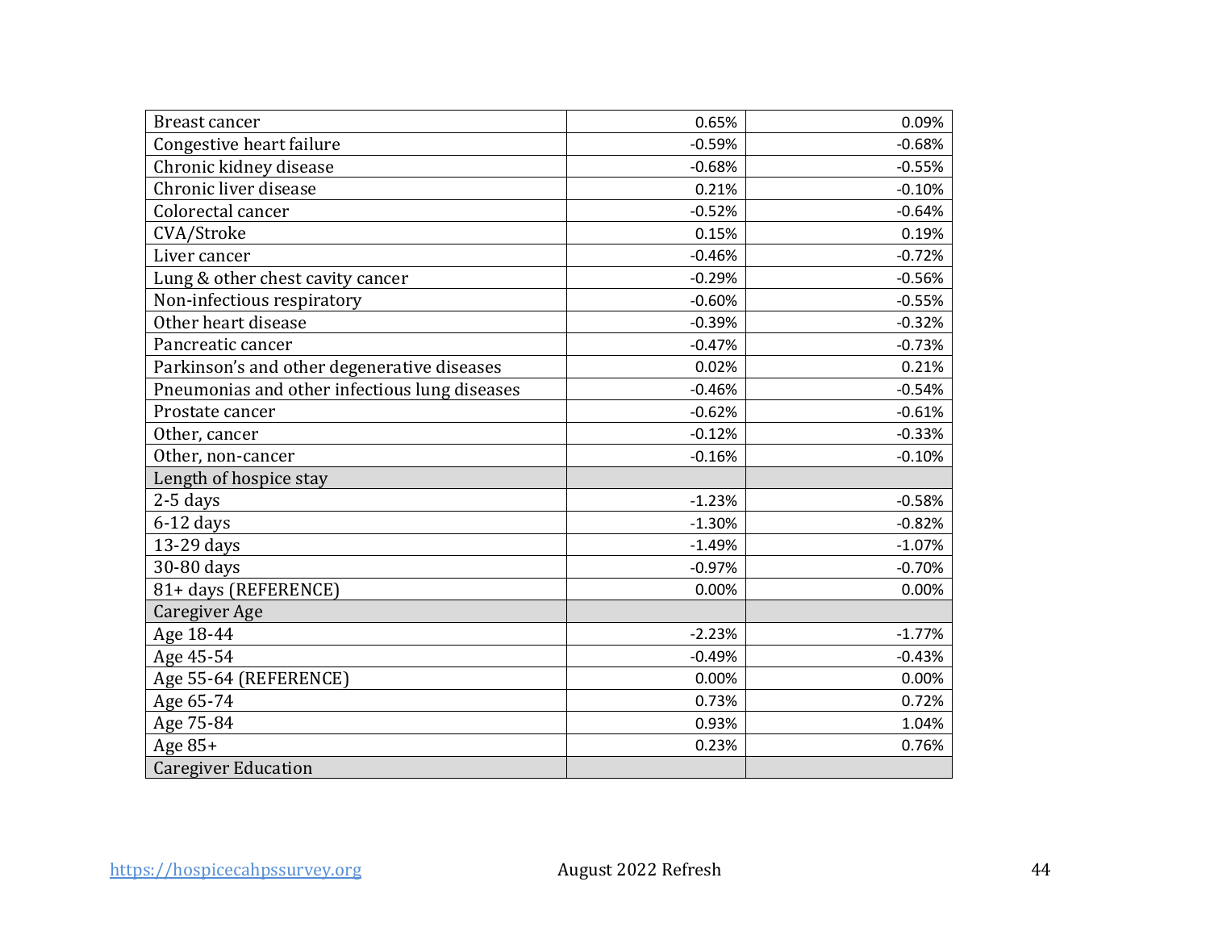| Breast cancer | 0.65% | 0.09% |
| --- | --- | --- |
| Congestive heart failure | -0.59% | -0.68% |
| Chronic kidney disease | -0.68% | -0.55% |
| Chronic liver disease | 0.21% | -0.10% |
| Colorectal cancer | -0.52% | -0.64% |
| CVA/Stroke | 0.15% | 0.19% |
| Liver cancer | -0.46% | -0.72% |
| Lung & other chest cavity cancer | -0.29% | -0.56% |
| Non-infectious respiratory | -0.60% | -0.55% |
| Other heart disease | -0.39% | -0.32% |
| Pancreatic cancer | -0.47% | -0.73% |
| Parkinson's and other degenerative diseases | 0.02% | 0.21% |
| Pneumonias and other infectious lung diseases | -0.46% | -0.54% |
| Prostate cancer | -0.62% | -0.61% |
| Other, cancer | -0.12% | -0.33% |
| Other, non-cancer | -0.16% | -0.10% |
| Length of hospice stay | | |
| 2-5 days | -1.23% | -0.58% |
| 6-12 days | -1.30% | -0.82% |
| 13-29 days | -1.49% | -1.07% |
| 30-80 days | -0.97% | -0.70% |
| 81+ days (REFERENCE) | 0.00% | 0.00% |
| Caregiver Age | | |
| Age 18-44 | -2.23% | -1.77% |
| Age 45-54 | -0.49% | -0.43% |
| Age 55-64 (REFERENCE) | 0.00% | 0.00% |
| Age 65-74 | 0.73% | 0.72% |
| Age 75-84 | 0.93% | 1.04% |
| Age 85+ | 0.23% | 0.76% |
| Caregiver Education | | |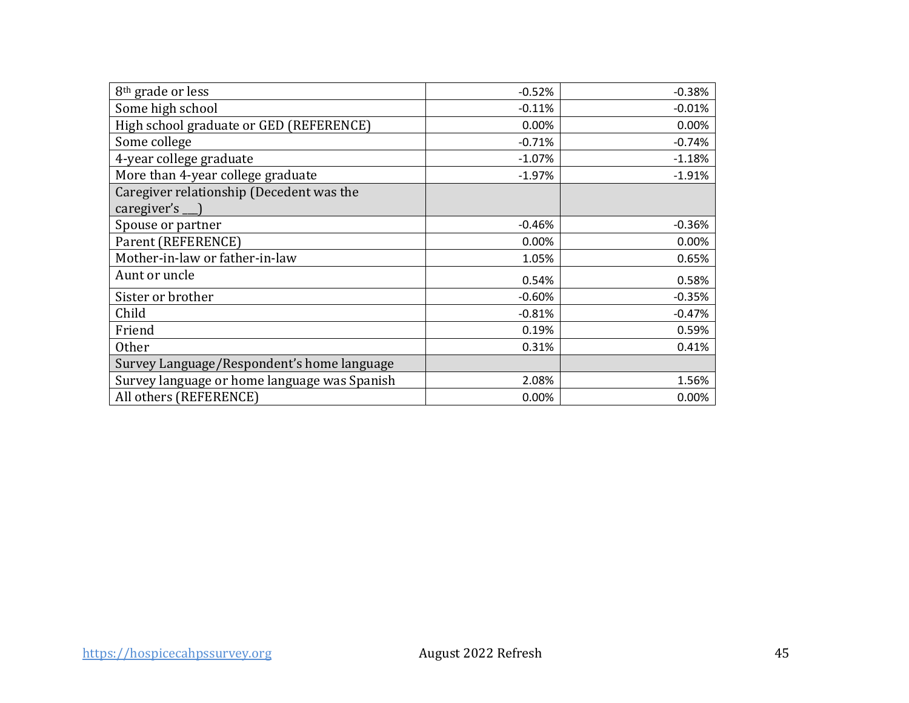| | | |
|---|---|---|
| 8th grade or less | -0.52% | -0.38% |
| Some high school | -0.11% | -0.01% |
| High school graduate or GED (REFERENCE) | 0.00% | 0.00% |
| Some college | -0.71% | -0.74% |
| 4-year college graduate | -1.07% | -1.18% |
| More than 4-year college graduate | -1.97% | -1.91% |
| Caregiver relationship (Decedent was the caregiver's __) | | |
| Spouse or partner | -0.46% | -0.36% |
| Parent (REFERENCE) | 0.00% | 0.00% |
| Mother-in-law or father-in-law | 1.05% | 0.65% |
| Aunt or uncle | 0.54% | 0.58% |
| Sister or brother | -0.60% | -0.35% |
| Child | -0.81% | -0.47% |
| Friend | 0.19% | 0.59% |
| Other | 0.31% | 0.41% |
| Survey Language/Respondent's home language | | |
| Survey language or home language was Spanish | 2.08% | 1.56% |
| All others (REFERENCE) | 0.00% | 0.00% |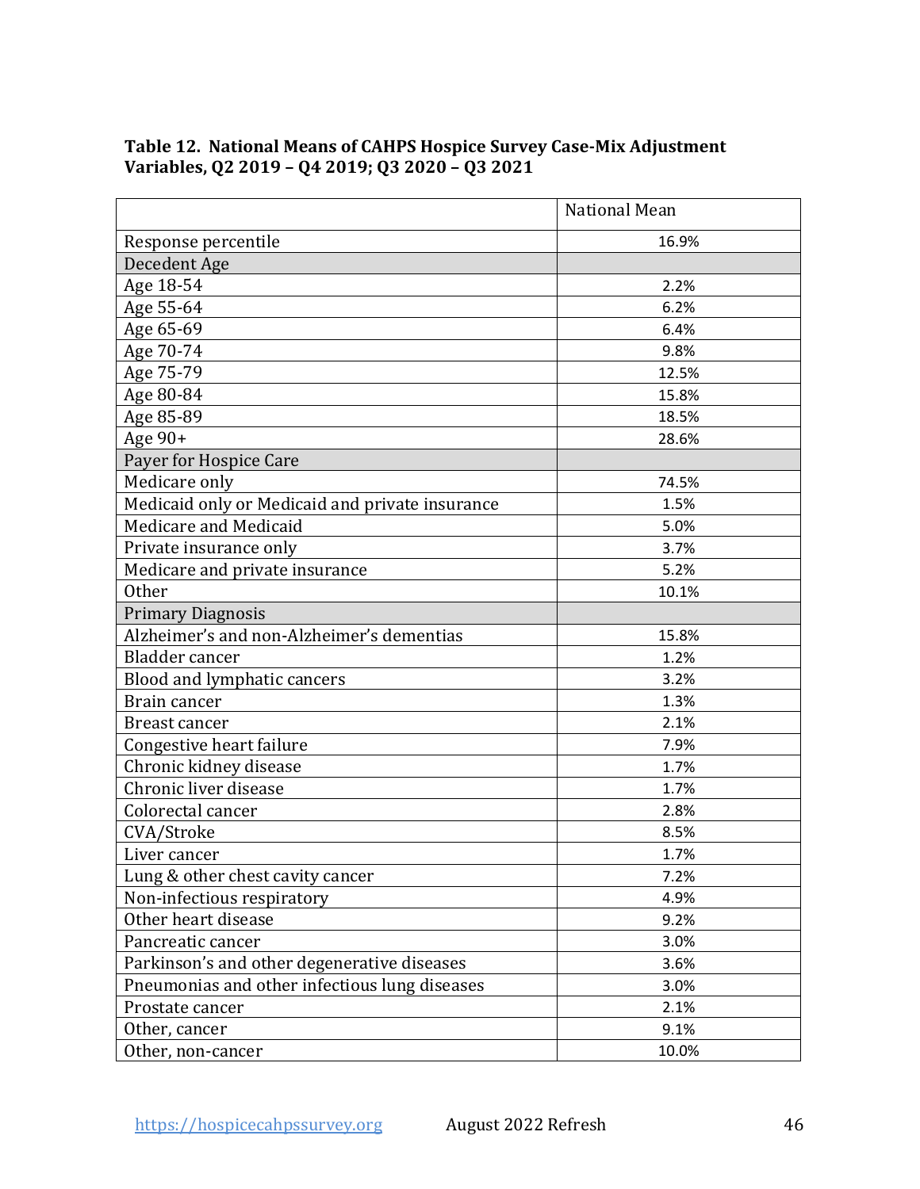**Table 12. National Means of CAHPS Hospice Survey Case-Mix Adjustment Variables, Q2 2019 – Q4 2019; Q3 2020 – Q3 2021**

| | National Mean |
|---|---|
| Response percentile | 16.9% |
| Decedent Age | |
| Age 18-54 | 2.2% |
| Age 55-64 | 6.2% |
| Age 65-69 | 6.4% |
| Age 70-74 | 9.8% |
| Age 75-79 | 12.5% |
| Age 80-84 | 15.8% |
| Age 85-89 | 18.5% |
| Age 90+ | 28.6% |
| Payer for Hospice Care | |
| Medicare only | 74.5% |
| Medicaid only or Medicaid and private insurance | 1.5% |
| Medicare and Medicaid | 5.0% |
| Private insurance only | 3.7% |
| Medicare and private insurance | 5.2% |
| Other | 10.1% |
| Primary Diagnosis | |
| Alzheimer's and non-Alzheimer's dementias | 15.8% |
| Bladder cancer | 1.2% |
| Blood and lymphatic cancers | 3.2% |
| Brain cancer | 1.3% |
| Breast cancer | 2.1% |
| Congestive heart failure | 7.9% |
| Chronic kidney disease | 1.7% |
| Chronic liver disease | 1.7% |
| Colorectal cancer | 2.8% |
| CVA/Stroke | 8.5% |
| Liver cancer | 1.7% |
| Lung & other chest cavity cancer | 7.2% |
| Non-infectious respiratory | 4.9% |
| Other heart disease | 9.2% |
| Pancreatic cancer | 3.0% |
| Parkinson's and other degenerative diseases | 3.6% |
| Pneumonias and other infectious lung diseases | 3.0% |
| Prostate cancer | 2.1% |
| Other, cancer | 9.1% |
| Other, non-cancer | 10.0% |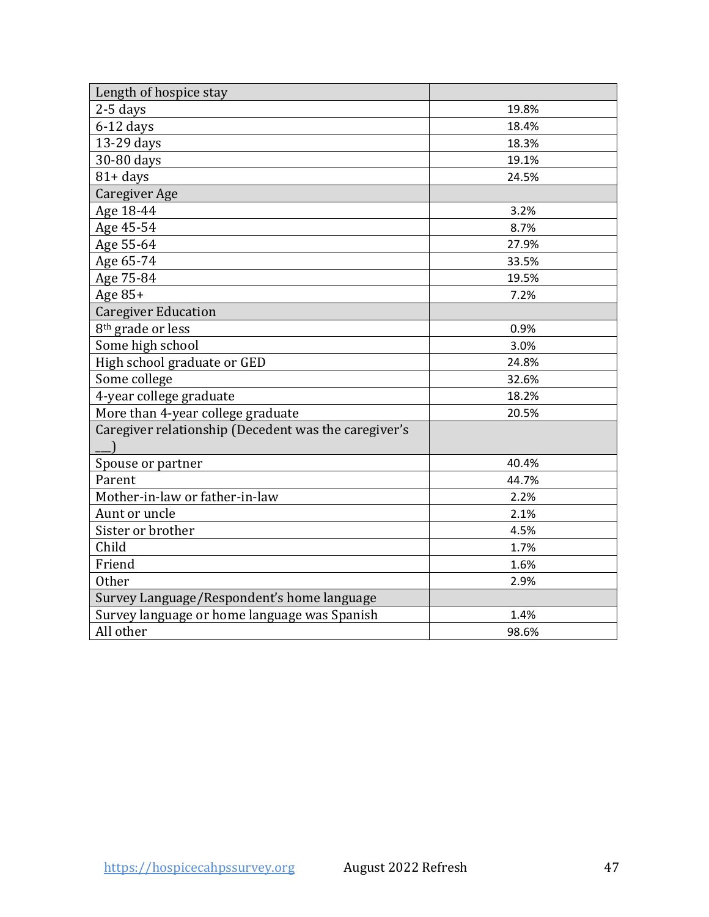| | |
|---|---|
| Length of hospice stay | |
| 2-5 days | 19.8% |
| 6-12 days | 18.4% |
| 13-29 days | 18.3% |
| 30-80 days | 19.1% |
| 81+ days | 24.5% |
| Caregiver Age | |
| Age 18-44 | 3.2% |
| Age 45-54 | 8.7% |
| Age 55-64 | 27.9% |
| Age 65-74 | 33.5% |
| Age 75-84 | 19.5% |
| Age 85+ | 7.2% |
| Caregiver Education | |
| 8th grade or less | 0.9% |
| Some high school | 3.0% |
| High school graduate or GED | 24.8% |
| Some college | 32.6% |
| 4-year college graduate | 18.2% |
| More than 4-year college graduate | 20.5% |
| Caregiver relationship (Decedent was the caregiver's ___) | |
| Spouse or partner | 40.4% |
| Parent | 44.7% |
| Mother-in-law or father-in-law | 2.2% |
| Aunt or uncle | 2.1% |
| Sister or brother | 4.5% |
| Child | 1.7% |
| Friend | 1.6% |
| Other | 2.9% |
| Survey Language/Respondent's home language | |
| Survey language or home language was Spanish | 1.4% |
| All other | 98.6% |